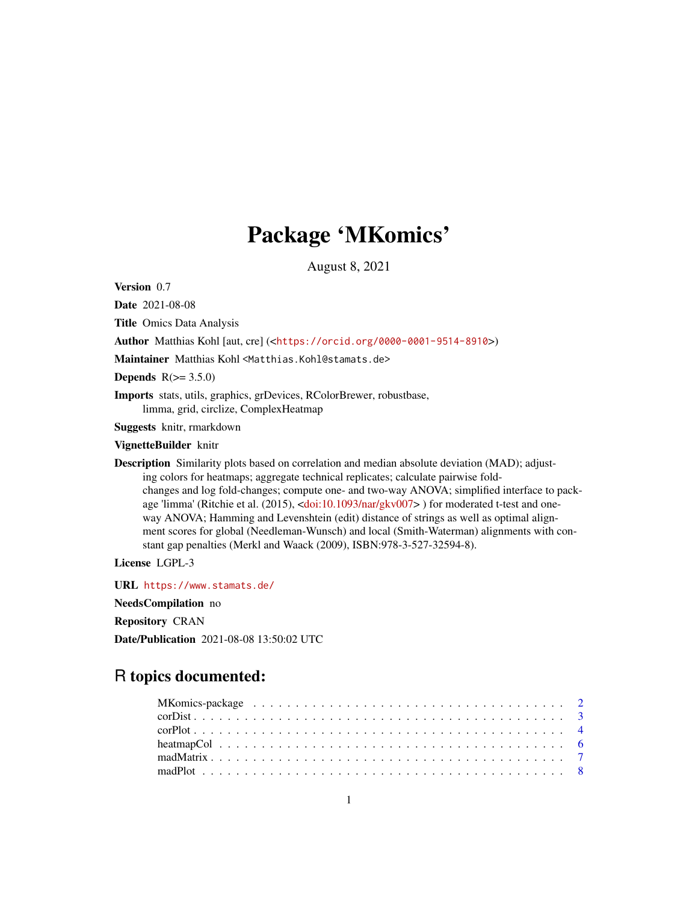# Package 'MKomics'

August 8, 2021

**Version** 0.7

**Date** 2021-08-08

**Title** Omics Data Analysis

**Author** Matthias Kohl [aut, cre] (<https://orcid.org/0000-0001-9514-8910>)

**Maintainer** Matthias Kohl <Matthias.Kohl@stamats.de>

**Depends** R(>= 3.5.0)

**Imports** stats, utils, graphics, grDevices, RColorBrewer, robustbase, limma, grid, circlize, ComplexHeatmap

**Suggests** knitr, rmarkdown

**VignetteBuilder** knitr

**Description** Similarity plots based on correlation and median absolute deviation (MAD); adjusting colors for heatmaps; aggregate technical replicates; calculate pairwise fold-changes and log fold-changes; compute one- and two-way ANOVA; simplified interface to package 'limma' (Ritchie et al. (2015), <doi:10.1093/nar/gkv007> ) for moderated t-test and one-way ANOVA; Hamming and Levenshtein (edit) distance of strings as well as optimal alignment scores for global (Needleman-Wunsch) and local (Smith-Waterman) alignments with constant gap penalties (Merkl and Waack (2009), ISBN:978-3-527-32594-8).

**License** LGPL-3

**URL** https://www.stamats.de/

**NeedsCompilation** no

**Repository** CRAN

**Date/Publication** 2021-08-08 13:50:02 UTC

## R topics documented:

| | |
|---|---|
| MKomics-package | 2 |
| corDist | 3 |
| corPlot | 4 |
| heatmapCol | 6 |
| madMatrix | 7 |
| madPlot | 8 |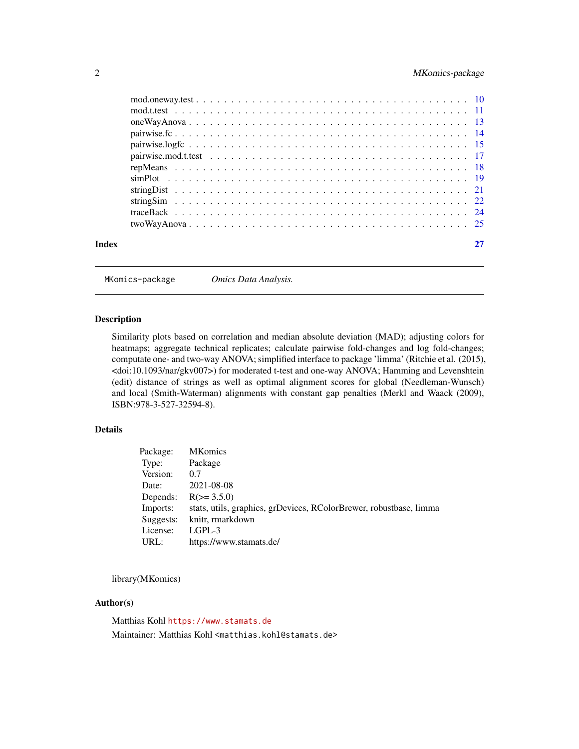| | |
|---|---|
| mod.oneway.test | 10 |
| mod.t.test | 11 |
| oneWayAnova | 13 |
| pairwise.fc | 14 |
| pairwise.logfc | 15 |
| pairwise.mod.t.test | 17 |
| repMeans | 18 |
| simPlot | 19 |
| stringDist | 21 |
| stringSim | 22 |
| traceBack | 24 |
| twoWayAnova | 25 |

**Index** **27**

---

`MKomics-package` *Omics Data Analysis.*

---

## Description

Similarity plots based on correlation and median absolute deviation (MAD); adjusting colors for heatmaps; aggregate technical replicates; calculate pairwise fold-changes and log fold-changes; compute one- and two-way ANOVA; simplified interface to package 'limma' (Ritchie et al. (2015), <doi:10.1093/nar/gkv007>) for moderated t-test and one-way ANOVA; Hamming and Levenshtein (edit) distance of strings as well as optimal alignment scores for global (Needleman-Wunsch) and local (Smith-Waterman) alignments with constant gap penalties (Merkl and Waack (2009), ISBN:978-3-527-32594-8).

## Details

| | |
|---|---|
| Package: | MKomics |
| Type: | Package |
| Version: | 0.7 |
| Date: | 2021-08-08 |
| Depends: | R(>= 3.5.0) |
| Imports: | stats, utils, graphics, grDevices, RColorBrewer, robustbase, limma |
| Suggests: | knitr, rmarkdown |
| License: | LGPL-3 |
| URL: | https://www.stamats.de/ |

library(MKomics)

## Author(s)

Matthias Kohl `https://www.stamats.de`

Maintainer: Matthias Kohl `<matthias.kohl@stamats.de>`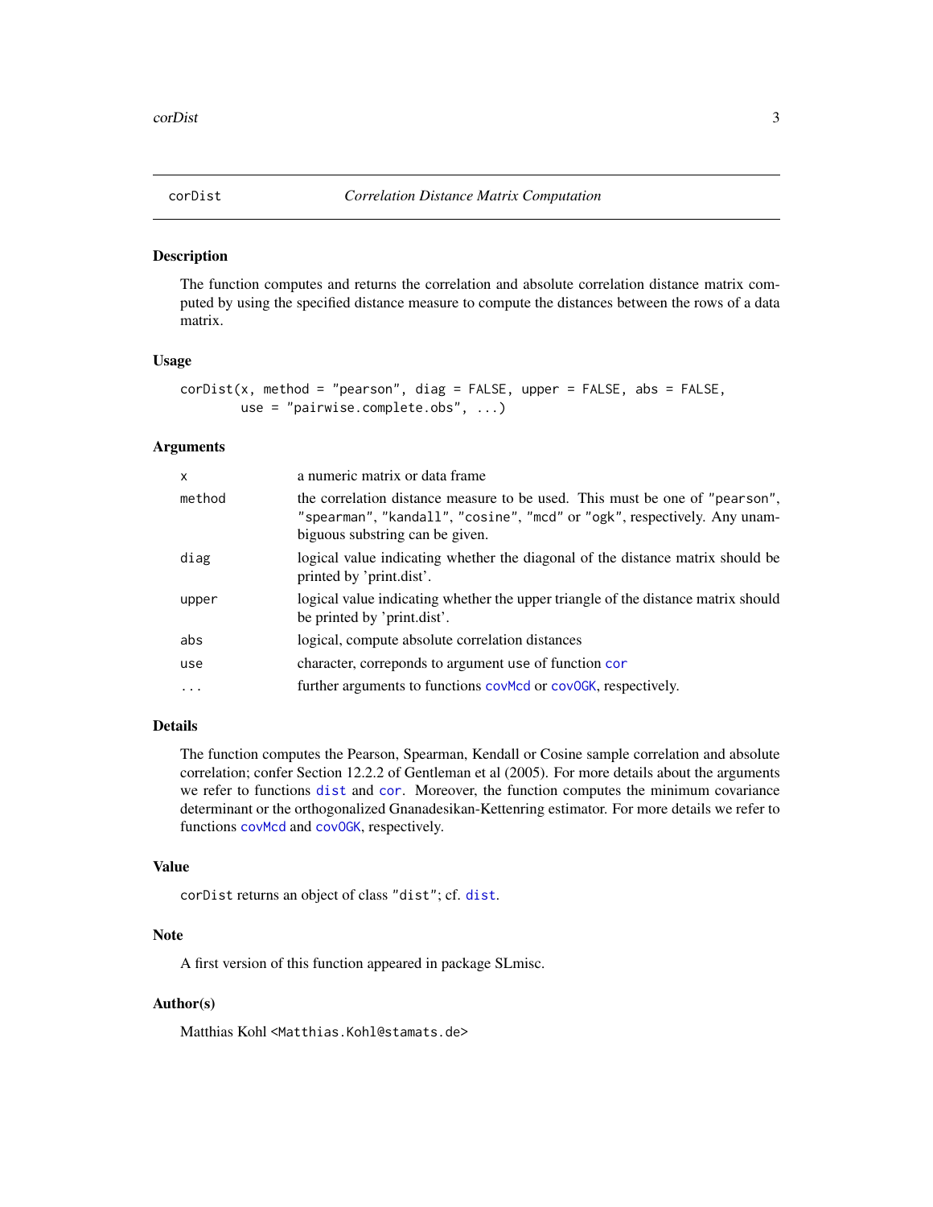corDist *Correlation Distance Matrix Computation*

## Description

The function computes and returns the correlation and absolute correlation distance matrix computed by using the specified distance measure to compute the distances between the rows of a data matrix.

## Usage

```
corDist(x, method = "pearson", diag = FALSE, upper = FALSE, abs = FALSE,
        use = "pairwise.complete.obs", ...)
```

## Arguments

| | |
|---|---|
| x | a numeric matrix or data frame |
| method | the correlation distance measure to be used. This must be one of "pearson", "spearman", "kandall", "cosine", "mcd" or "ogk", respectively. Any unambiguous substring can be given. |
| diag | logical value indicating whether the diagonal of the distance matrix should be printed by 'print.dist'. |
| upper | logical value indicating whether the upper triangle of the distance matrix should be printed by 'print.dist'. |
| abs | logical, compute absolute correlation distances |
| use | character, correponds to argument use of function cor |
| ... | further arguments to functions covMcd or covOGK, respectively. |

## Details

The function computes the Pearson, Spearman, Kendall or Cosine sample correlation and absolute correlation; confer Section 12.2.2 of Gentleman et al (2005). For more details about the arguments we refer to functions dist and cor. Moreover, the function computes the minimum covariance determinant or the orthogonalized Gnanadesikan-Kettenring estimator. For more details we refer to functions covMcd and covOGK, respectively.

## Value

corDist returns an object of class "dist"; cf. dist.

## Note

A first version of this function appeared in package SLmisc.

## Author(s)

Matthias Kohl <Matthias.Kohl@stamats.de>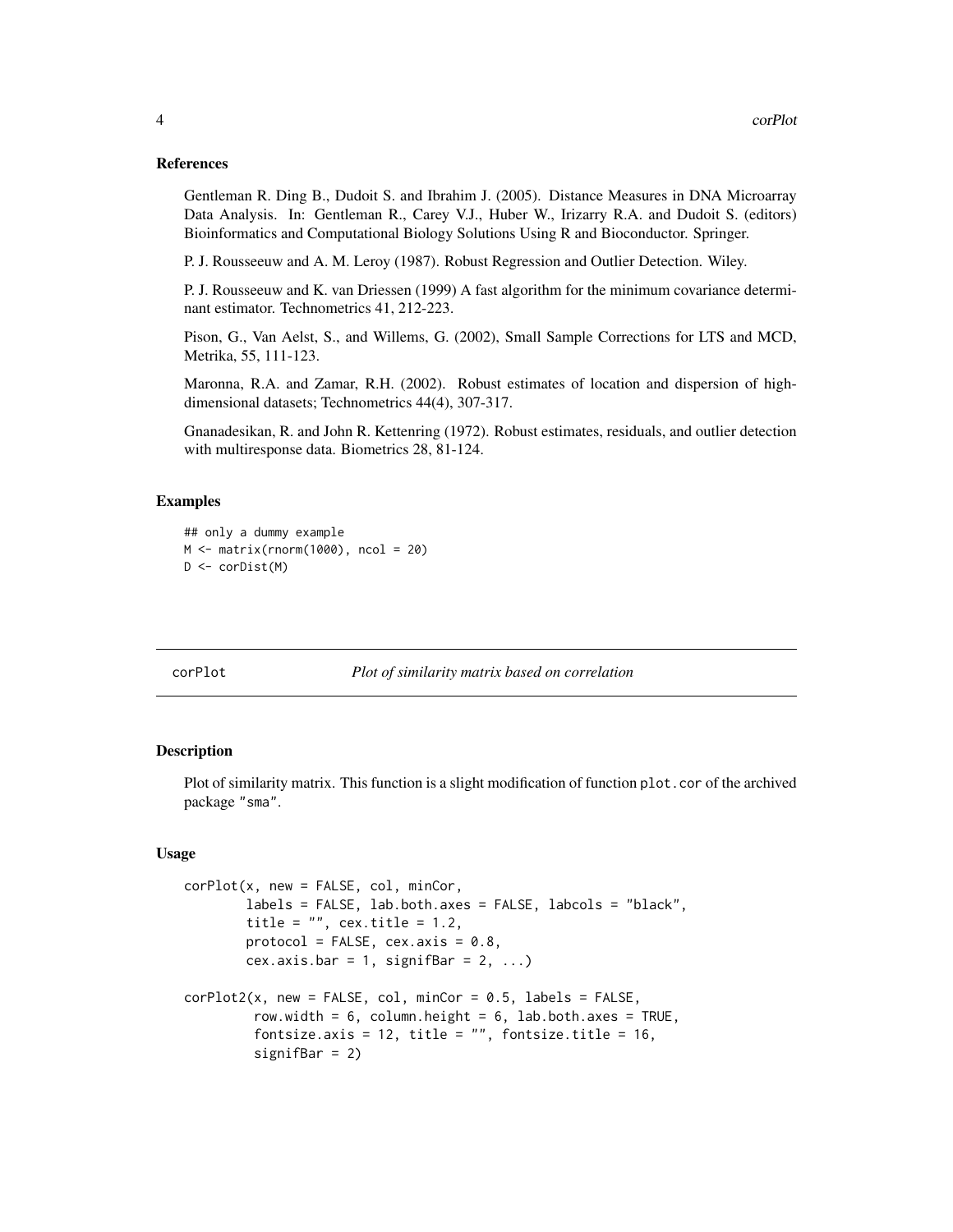### References

Gentleman R. Ding B., Dudoit S. and Ibrahim J. (2005). Distance Measures in DNA Microarray Data Analysis. In: Gentleman R., Carey V.J., Huber W., Irizarry R.A. and Dudoit S. (editors) Bioinformatics and Computational Biology Solutions Using R and Bioconductor. Springer.

P. J. Rousseeuw and A. M. Leroy (1987). Robust Regression and Outlier Detection. Wiley.

P. J. Rousseeuw and K. van Driessen (1999) A fast algorithm for the minimum covariance determinant estimator. Technometrics 41, 212-223.

Pison, G., Van Aelst, S., and Willems, G. (2002), Small Sample Corrections for LTS and MCD, Metrika, 55, 111-123.

Maronna, R.A. and Zamar, R.H. (2002). Robust estimates of location and dispersion of high-dimensional datasets; Technometrics 44(4), 307-317.

Gnanadesikan, R. and John R. Kettenring (1972). Robust estimates, residuals, and outlier detection with multiresponse data. Biometrics 28, 81-124.

### Examples

```
## only a dummy example
M <- matrix(rnorm(1000), ncol = 20)
D <- corDist(M)
```

---

## corPlot — *Plot of similarity matrix based on correlation*

---

### Description

Plot of similarity matrix. This function is a slight modification of function `plot.cor` of the archived package "sma".

### Usage

```
corPlot(x, new = FALSE, col, minCor,
        labels = FALSE, lab.both.axes = FALSE, labcols = "black",
        title = "", cex.title = 1.2,
        protocol = FALSE, cex.axis = 0.8,
        cex.axis.bar = 1, signifBar = 2, ...)

corPlot2(x, new = FALSE, col, minCor = 0.5, labels = FALSE,
         row.width = 6, column.height = 6, lab.both.axes = TRUE,
         fontsize.axis = 12, title = "", fontsize.title = 16,
         signifBar = 2)
```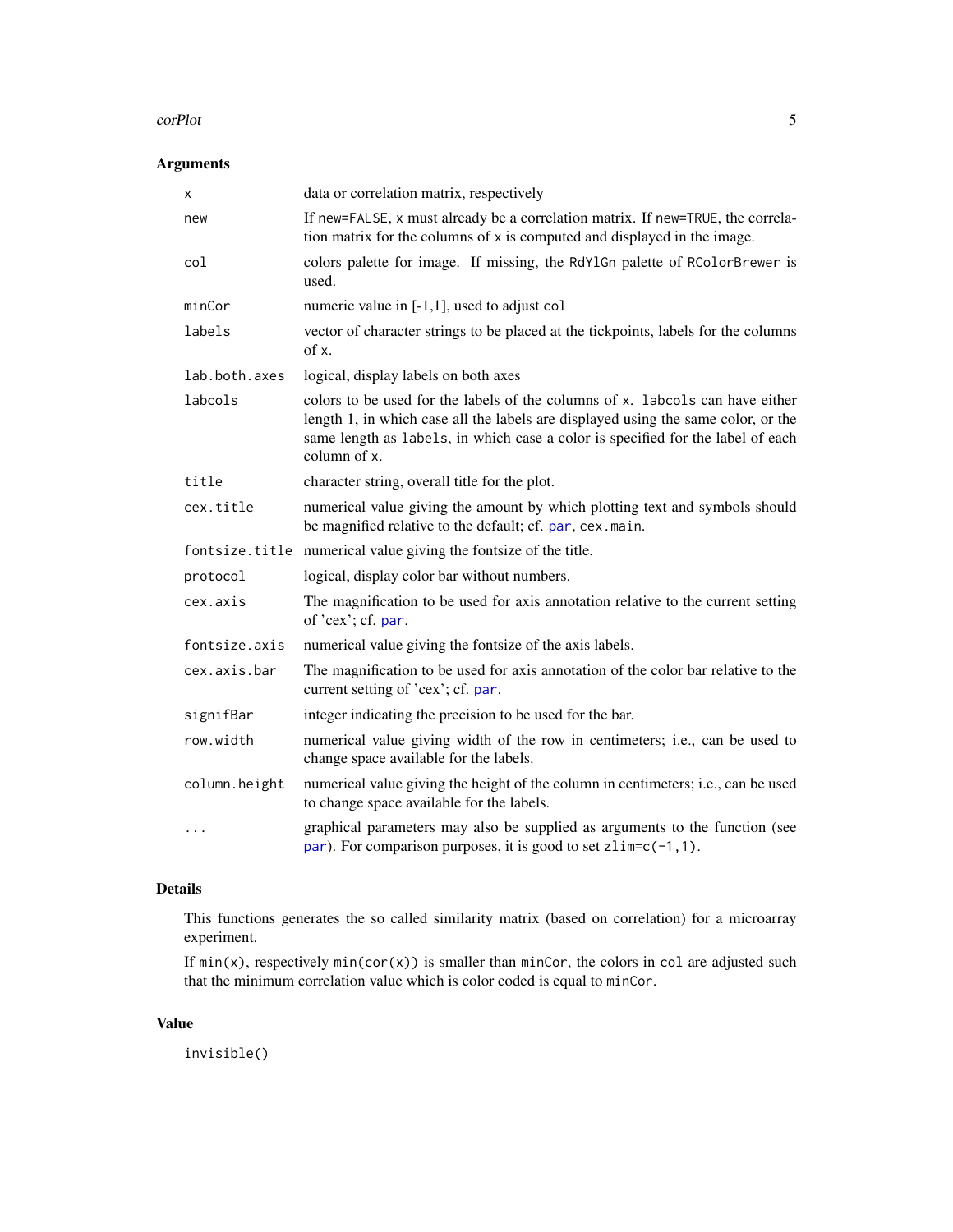## Arguments

| | |
|---|---|
| `x` | data or correlation matrix, respectively |
| `new` | If `new=FALSE`, `x` must already be a correlation matrix. If `new=TRUE`, the correlation matrix for the columns of `x` is computed and displayed in the image. |
| `col` | colors palette for image. If missing, the `RdYlGn` palette of `RColorBrewer` is used. |
| `minCor` | numeric value in [-1,1], used to adjust `col` |
| `labels` | vector of character strings to be placed at the tickpoints, labels for the columns of `x`. |
| `lab.both.axes` | logical, display labels on both axes |
| `labcols` | colors to be used for the labels of the columns of `x`. `labcols` can have either length 1, in which case all the labels are displayed using the same color, or the same length as `labels`, in which case a color is specified for the label of each column of `x`. |
| `title` | character string, overall title for the plot. |
| `cex.title` | numerical value giving the amount by which plotting text and symbols should be magnified relative to the default; cf. `par`, `cex.main`. |
| `fontsize.title` | numerical value giving the fontsize of the title. |
| `protocol` | logical, display color bar without numbers. |
| `cex.axis` | The magnification to be used for axis annotation relative to the current setting of 'cex'; cf. `par`. |
| `fontsize.axis` | numerical value giving the fontsize of the axis labels. |
| `cex.axis.bar` | The magnification to be used for axis annotation of the color bar relative to the current setting of 'cex'; cf. `par`. |
| `signifBar` | integer indicating the precision to be used for the bar. |
| `row.width` | numerical value giving width of the row in centimeters; i.e., can be used to change space available for the labels. |
| `column.height` | numerical value giving the height of the column in centimeters; i.e., can be used to change space available for the labels. |
| `...` | graphical parameters may also be supplied as arguments to the function (see `par`). For comparison purposes, it is good to set `zlim=c(-1,1)`. |

## Details

This functions generates the so called similarity matrix (based on correlation) for a microarray experiment.

If `min(x)`, respectively `min(cor(x))` is smaller than `minCor`, the colors in `col` are adjusted such that the minimum correlation value which is color coded is equal to `minCor`.

## Value

`invisible()`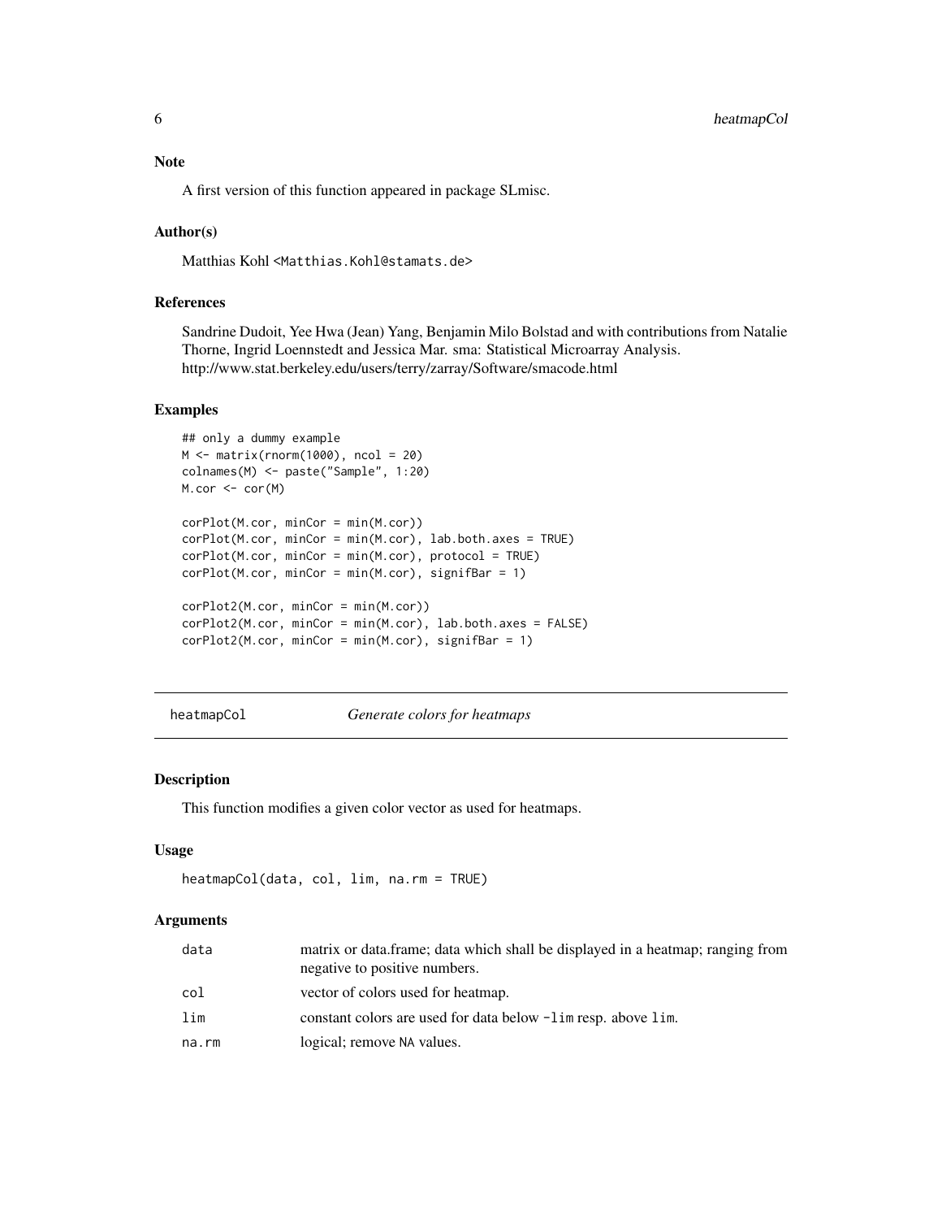### Note

A first version of this function appeared in package SLmisc.

### Author(s)

Matthias Kohl <Matthias.Kohl@stamats.de>

### References

Sandrine Dudoit, Yee Hwa (Jean) Yang, Benjamin Milo Bolstad and with contributions from Natalie Thorne, Ingrid Loennstedt and Jessica Mar. sma: Statistical Microarray Analysis. http://www.stat.berkeley.edu/users/terry/zarray/Software/smacode.html

### Examples

```
## only a dummy example
M <- matrix(rnorm(1000), ncol = 20)
colnames(M) <- paste("Sample", 1:20)
M.cor <- cor(M)

corPlot(M.cor, minCor = min(M.cor))
corPlot(M.cor, minCor = min(M.cor), lab.both.axes = TRUE)
corPlot(M.cor, minCor = min(M.cor), protocol = TRUE)
corPlot(M.cor, minCor = min(M.cor), signifBar = 1)

corPlot2(M.cor, minCor = min(M.cor))
corPlot2(M.cor, minCor = min(M.cor), lab.both.axes = FALSE)
corPlot2(M.cor, minCor = min(M.cor), signifBar = 1)
```

---

## heatmapCol *Generate colors for heatmaps*

---

### Description

This function modifies a given color vector as used for heatmaps.

### Usage

```
heatmapCol(data, col, lim, na.rm = TRUE)
```

### Arguments

| | |
|---|---|
| data | matrix or data.frame; data which shall be displayed in a heatmap; ranging from negative to positive numbers. |
| col | vector of colors used for heatmap. |
| lim | constant colors are used for data below -lim resp. above lim. |
| na.rm | logical; remove NA values. |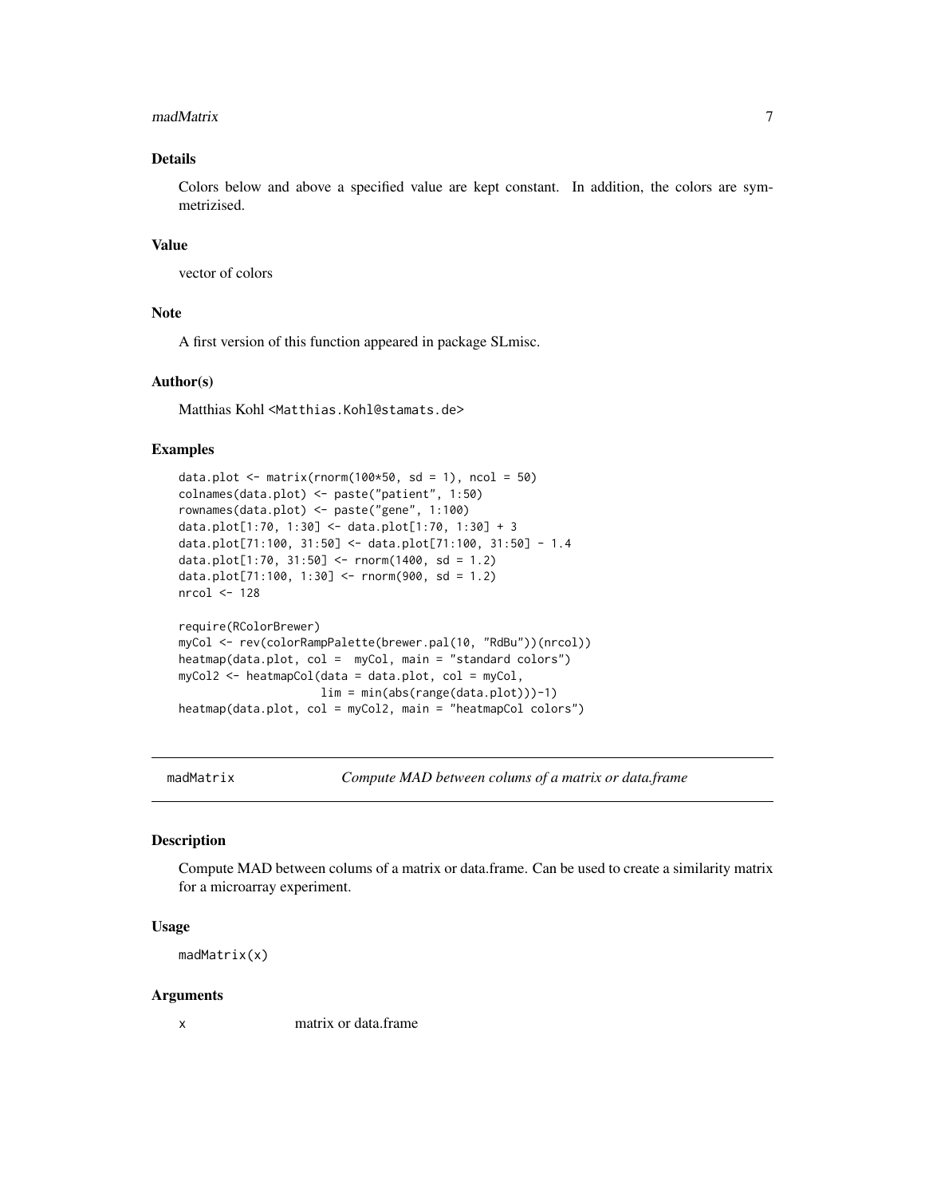### Details

Colors below and above a specified value are kept constant. In addition, the colors are symmetrizised.

### Value

vector of colors

### Note

A first version of this function appeared in package SLmisc.

### Author(s)

Matthias Kohl <Matthias.Kohl@stamats.de>

### Examples

```
data.plot <- matrix(rnorm(100*50, sd = 1), ncol = 50)
colnames(data.plot) <- paste("patient", 1:50)
rownames(data.plot) <- paste("gene", 1:100)
data.plot[1:70, 1:30] <- data.plot[1:70, 1:30] + 3
data.plot[71:100, 31:50] <- data.plot[71:100, 31:50] - 1.4
data.plot[1:70, 31:50] <- rnorm(1400, sd = 1.2)
data.plot[71:100, 1:30] <- rnorm(900, sd = 1.2)
nrcol <- 128

require(RColorBrewer)
myCol <- rev(colorRampPalette(brewer.pal(10, "RdBu"))(nrcol))
heatmap(data.plot, col =  myCol, main = "standard colors")
myCol2 <- heatmapCol(data = data.plot, col = myCol,
                     lim = min(abs(range(data.plot)))-1)
heatmap(data.plot, col = myCol2, main = "heatmapCol colors")
```

---

## madMatrix *Compute MAD between colums of a matrix or data.frame*

### Description

Compute MAD between colums of a matrix or data.frame. Can be used to create a similarity matrix for a microarray experiment.

### Usage

```
madMatrix(x)
```

### Arguments

| | |
|---|---|
| x | matrix or data.frame |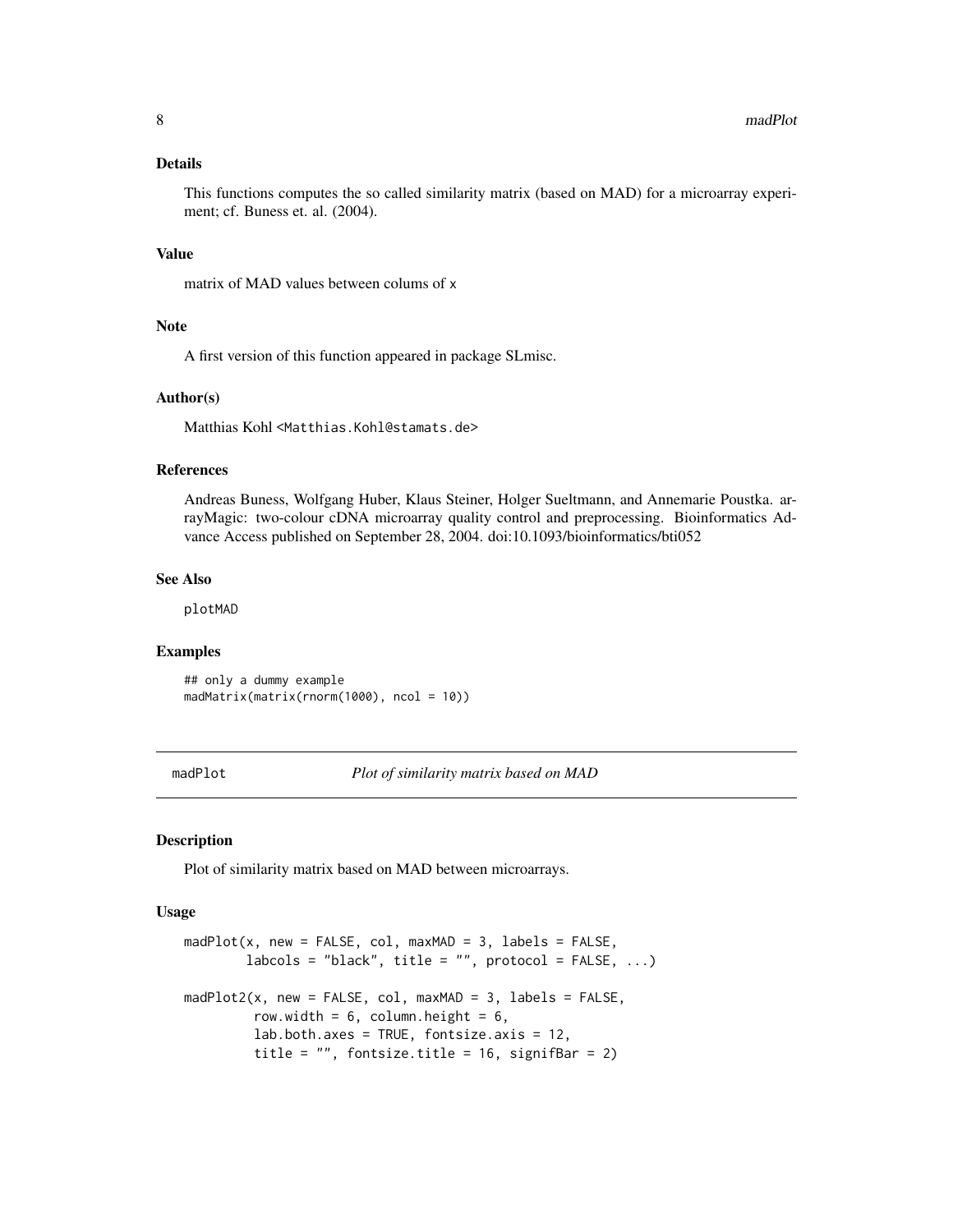### Details

This functions computes the so called similarity matrix (based on MAD) for a microarray experiment; cf. Buness et. al. (2004).

### Value

matrix of MAD values between colums of x

### Note

A first version of this function appeared in package SLmisc.

### Author(s)

Matthias Kohl <Matthias.Kohl@stamats.de>

### References

Andreas Buness, Wolfgang Huber, Klaus Steiner, Holger Sueltmann, and Annemarie Poustka. arrayMagic: two-colour cDNA microarray quality control and preprocessing. Bioinformatics Advance Access published on September 28, 2004. doi:10.1093/bioinformatics/bti052

### See Also

plotMAD

### Examples

```
## only a dummy example
madMatrix(matrix(rnorm(1000), ncol = 10))
```

---

## madPlot *Plot of similarity matrix based on MAD*

### Description

Plot of similarity matrix based on MAD between microarrays.

### Usage

```
madPlot(x, new = FALSE, col, maxMAD = 3, labels = FALSE,
        labcols = "black", title = "", protocol = FALSE, ...)

madPlot2(x, new = FALSE, col, maxMAD = 3, labels = FALSE,
         row.width = 6, column.height = 6,
         lab.both.axes = TRUE, fontsize.axis = 12,
         title = "", fontsize.title = 16, signifBar = 2)
```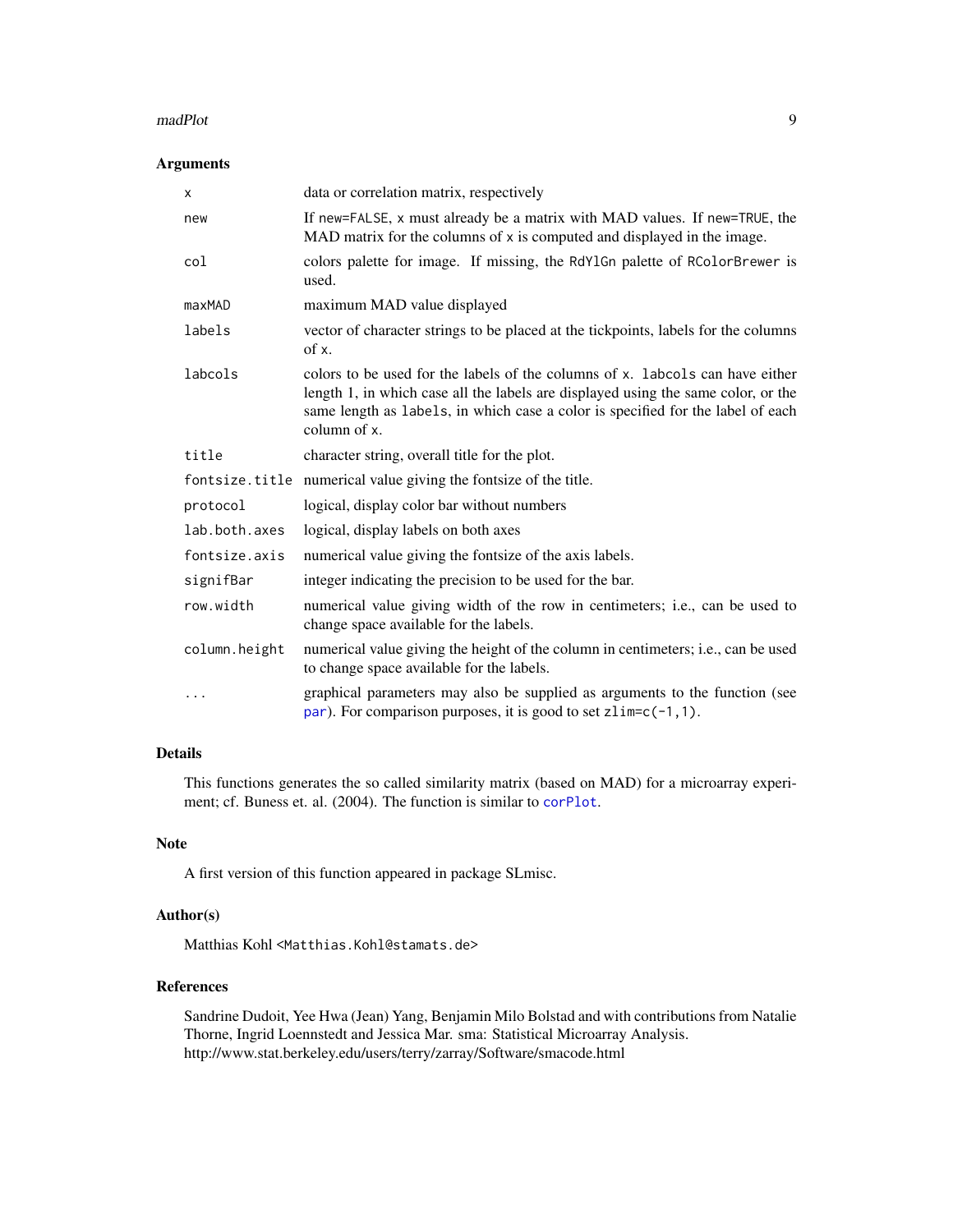### Arguments

| | |
|---|---|
| `x` | data or correlation matrix, respectively |
| `new` | If `new=FALSE`, `x` must already be a matrix with MAD values. If `new=TRUE`, the MAD matrix for the columns of `x` is computed and displayed in the image. |
| `col` | colors palette for image. If missing, the `RdYlGn` palette of `RColorBrewer` is used. |
| `maxMAD` | maximum MAD value displayed |
| `labels` | vector of character strings to be placed at the tickpoints, labels for the columns of `x`. |
| `labcols` | colors to be used for the labels of the columns of `x`. `labcols` can have either length 1, in which case all the labels are displayed using the same color, or the same length as `labels`, in which case a color is specified for the label of each column of `x`. |
| `title` | character string, overall title for the plot. |
| `fontsize.title` | numerical value giving the fontsize of the title. |
| `protocol` | logical, display color bar without numbers |
| `lab.both.axes` | logical, display labels on both axes |
| `fontsize.axis` | numerical value giving the fontsize of the axis labels. |
| `signifBar` | integer indicating the precision to be used for the bar. |
| `row.width` | numerical value giving width of the row in centimeters; i.e., can be used to change space available for the labels. |
| `column.height` | numerical value giving the height of the column in centimeters; i.e., can be used to change space available for the labels. |
| `...` | graphical parameters may also be supplied as arguments to the function (see `par`). For comparison purposes, it is good to set `zlim=c(-1,1)`. |

### Details

This functions generates the so called similarity matrix (based on MAD) for a microarray experiment; cf. Buness et. al. (2004). The function is similar to `corPlot`.

### Note

A first version of this function appeared in package SLmisc.

### Author(s)

Matthias Kohl <Matthias.Kohl@stamats.de>

### References

Sandrine Dudoit, Yee Hwa (Jean) Yang, Benjamin Milo Bolstad and with contributions from Natalie Thorne, Ingrid Loennstedt and Jessica Mar. sma: Statistical Microarray Analysis.
http://www.stat.berkeley.edu/users/terry/zarray/Software/smacode.html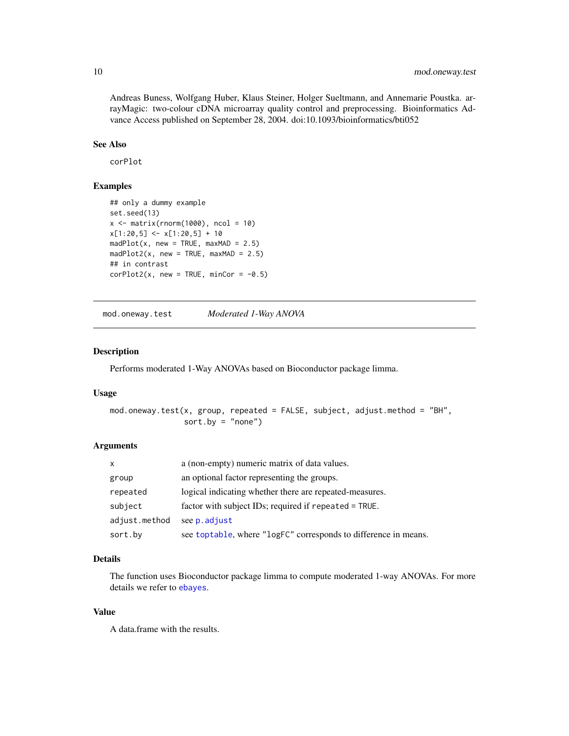Andreas Buness, Wolfgang Huber, Klaus Steiner, Holger Sueltmann, and Annemarie Poustka. arrayMagic: two-colour cDNA microarray quality control and preprocessing. Bioinformatics Advance Access published on September 28, 2004. doi:10.1093/bioinformatics/bti052

### See Also

corPlot

### Examples

```
## only a dummy example
set.seed(13)
x <- matrix(rnorm(1000), ncol = 10)
x[1:20,5] <- x[1:20,5] + 10
madPlot(x, new = TRUE, maxMAD = 2.5)
madPlot2(x, new = TRUE, maxMAD = 2.5)
## in contrast
corPlot2(x, new = TRUE, minCor = -0.5)
```

---

## mod.oneway.test *Moderated 1-Way ANOVA*

---

### Description

Performs moderated 1-Way ANOVAs based on Bioconductor package limma.

### Usage

```
mod.oneway.test(x, group, repeated = FALSE, subject, adjust.method = "BH",
                sort.by = "none")
```

### Arguments

| | |
|---|---|
| x | a (non-empty) numeric matrix of data values. |
| group | an optional factor representing the groups. |
| repeated | logical indicating whether there are repeated-measures. |
| subject | factor with subject IDs; required if `repeated = TRUE`. |
| adjust.method | see `p.adjust` |
| sort.by | see `toptable`, where `"logFC"` corresponds to difference in means. |

### Details

The function uses Bioconductor package limma to compute moderated 1-way ANOVAs. For more details we refer to `ebayes`.

### Value

A data.frame with the results.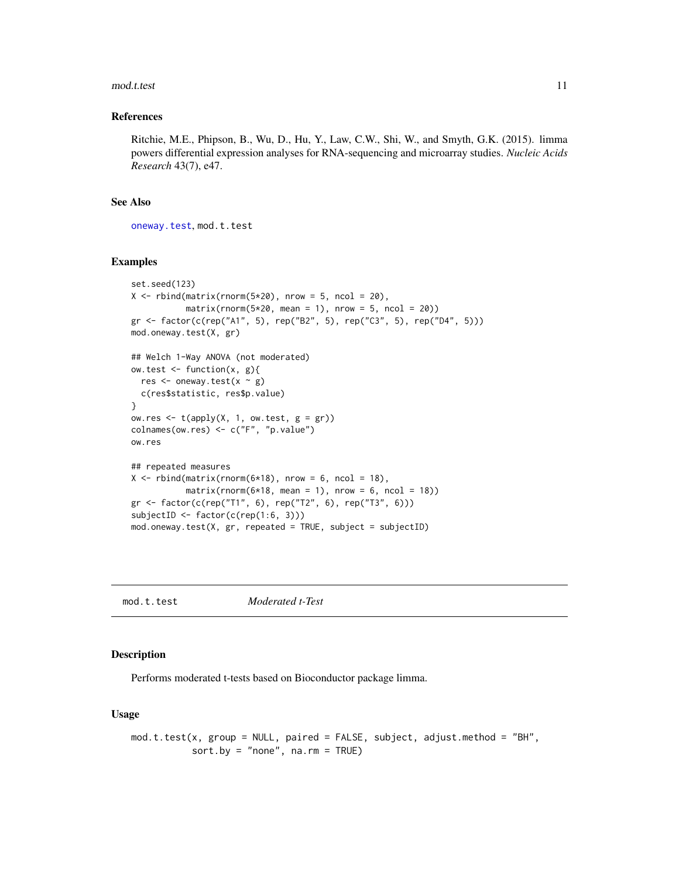### References

Ritchie, M.E., Phipson, B., Wu, D., Hu, Y., Law, C.W., Shi, W., and Smyth, G.K. (2015). limma powers differential expression analyses for RNA-sequencing and microarray studies. *Nucleic Acids Research* 43(7), e47.

### See Also

`oneway.test`, `mod.t.test`

### Examples

```
set.seed(123)
X <- rbind(matrix(rnorm(5*20), nrow = 5, ncol = 20),
           matrix(rnorm(5*20, mean = 1), nrow = 5, ncol = 20))
gr <- factor(c(rep("A1", 5), rep("B2", 5), rep("C3", 5), rep("D4", 5)))
mod.oneway.test(X, gr)

## Welch 1-Way ANOVA (not moderated)
ow.test <- function(x, g){
  res <- oneway.test(x ~ g)
  c(res$statistic, res$p.value)
}
ow.res <- t(apply(X, 1, ow.test, g = gr))
colnames(ow.res) <- c("F", "p.value")
ow.res

## repeated measures
X <- rbind(matrix(rnorm(6*18), nrow = 6, ncol = 18),
           matrix(rnorm(6*18, mean = 1), nrow = 6, ncol = 18))
gr <- factor(c(rep("T1", 6), rep("T2", 6), rep("T3", 6)))
subjectID <- factor(c(rep(1:6, 3)))
mod.oneway.test(X, gr, repeated = TRUE, subject = subjectID)
```

---

## mod.t.test *Moderated t-Test*

### Description

Performs moderated t-tests based on Bioconductor package limma.

### Usage

```
mod.t.test(x, group = NULL, paired = FALSE, subject, adjust.method = "BH",
           sort.by = "none", na.rm = TRUE)
```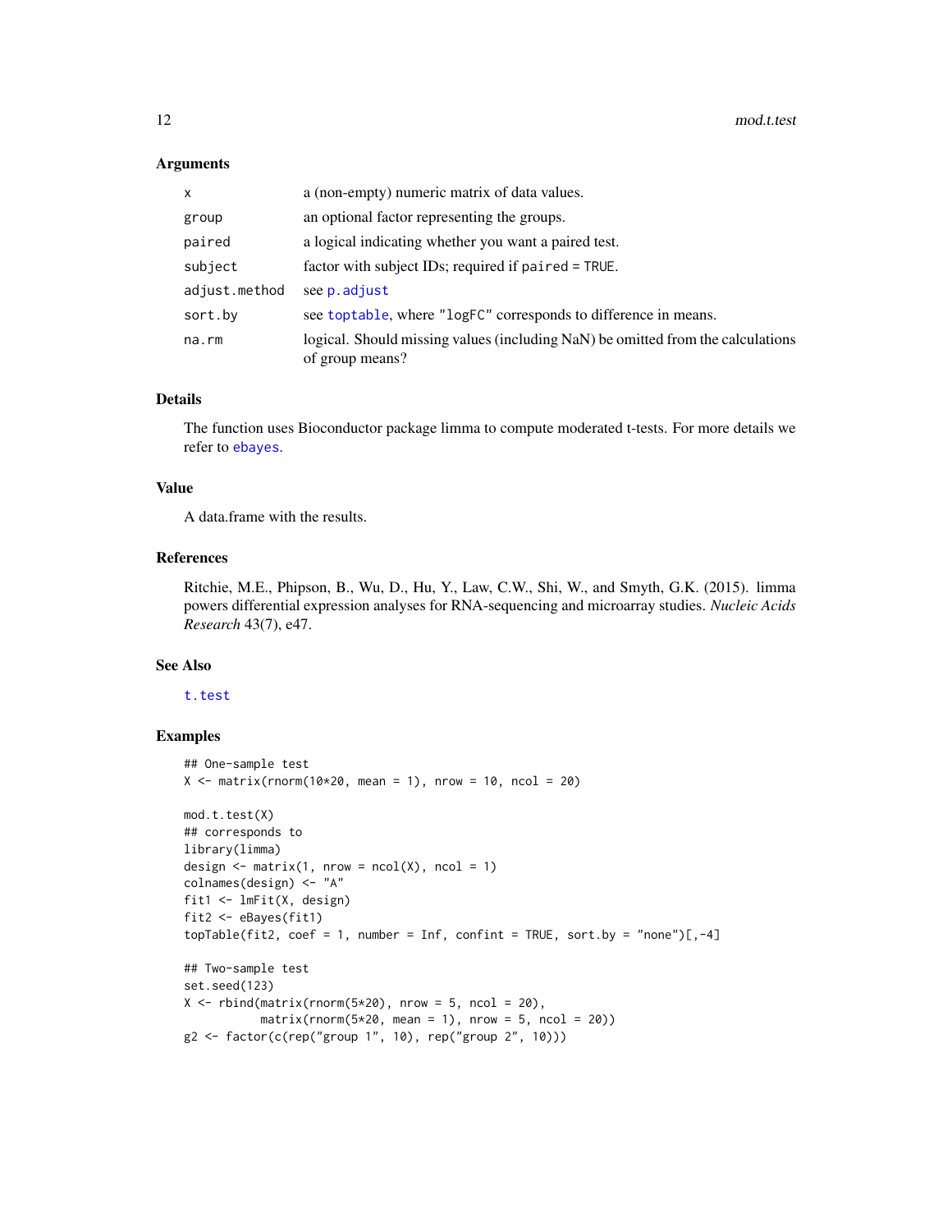### Arguments

| | |
|---|---|
| x | a (non-empty) numeric matrix of data values. |
| group | an optional factor representing the groups. |
| paired | a logical indicating whether you want a paired test. |
| subject | factor with subject IDs; required if paired = TRUE. |
| adjust.method | see p.adjust |
| sort.by | see toptable, where "logFC" corresponds to difference in means. |
| na.rm | logical. Should missing values (including NaN) be omitted from the calculations of group means? |

### Details

The function uses Bioconductor package limma to compute moderated t-tests. For more details we refer to ebayes.

### Value

A data.frame with the results.

### References

Ritchie, M.E., Phipson, B., Wu, D., Hu, Y., Law, C.W., Shi, W., and Smyth, G.K. (2015). limma powers differential expression analyses for RNA-sequencing and microarray studies. *Nucleic Acids Research* 43(7), e47.

### See Also

t.test

### Examples

```
## One-sample test
X <- matrix(rnorm(10*20, mean = 1), nrow = 10, ncol = 20)

mod.t.test(X)
## corresponds to
library(limma)
design <- matrix(1, nrow = ncol(X), ncol = 1)
colnames(design) <- "A"
fit1 <- lmFit(X, design)
fit2 <- eBayes(fit1)
topTable(fit2, coef = 1, number = Inf, confint = TRUE, sort.by = "none")[,-4]

## Two-sample test
set.seed(123)
X <- rbind(matrix(rnorm(5*20), nrow = 5, ncol = 20),
           matrix(rnorm(5*20, mean = 1), nrow = 5, ncol = 20))
g2 <- factor(c(rep("group 1", 10), rep("group 2", 10)))
```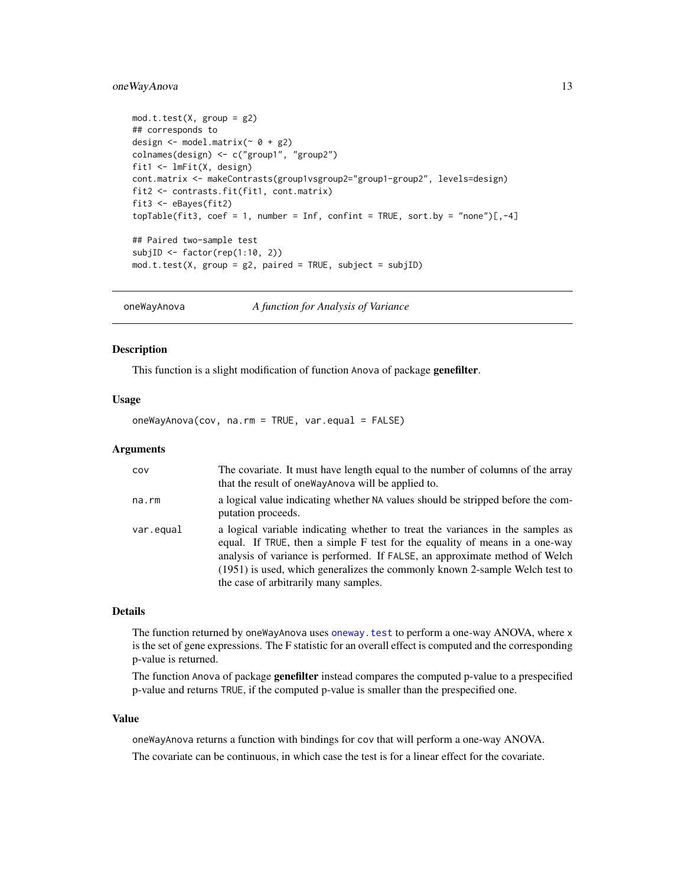```
mod.t.test(X, group = g2)
## corresponds to
design <- model.matrix(~ 0 + g2)
colnames(design) <- c("group1", "group2")
fit1 <- lmFit(X, design)
cont.matrix <- makeContrasts(group1vsgroup2="group1-group2", levels=design)
fit2 <- contrasts.fit(fit1, cont.matrix)
fit3 <- eBayes(fit2)
topTable(fit3, coef = 1, number = Inf, confint = TRUE, sort.by = "none")[,-4]

## Paired two-sample test
subjID <- factor(rep(1:10, 2))
mod.t.test(X, group = g2, paired = TRUE, subject = subjID)
```

---

## oneWayAnova — *A function for Analysis of Variance*

### Description

This function is a slight modification of function `Anova` of package **genefilter**.

### Usage

```
oneWayAnova(cov, na.rm = TRUE, var.equal = FALSE)
```

### Arguments

| Argument | Description |
| --- | --- |
| `cov` | The covariate. It must have length equal to the number of columns of the array that the result of `oneWayAnova` will be applied to. |
| `na.rm` | a logical value indicating whether `NA` values should be stripped before the computation proceeds. |
| `var.equal` | a logical variable indicating whether to treat the variances in the samples as equal. If `TRUE`, then a simple F test for the equality of means in a one-way analysis of variance is performed. If `FALSE`, an approximate method of Welch (1951) is used, which generalizes the commonly known 2-sample Welch test to the case of arbitrarily many samples. |

### Details

The function returned by `oneWayAnova` uses `oneway.test` to perform a one-way ANOVA, where `x` is the set of gene expressions. The F statistic for an overall effect is computed and the corresponding p-value is returned.

The function `Anova` of package **genefilter** instead compares the computed p-value to a prespecified p-value and returns `TRUE`, if the computed p-value is smaller than the prespecified one.

### Value

`oneWayAnova` returns a function with bindings for `cov` that will perform a one-way ANOVA.

The covariate can be continuous, in which case the test is for a linear effect for the covariate.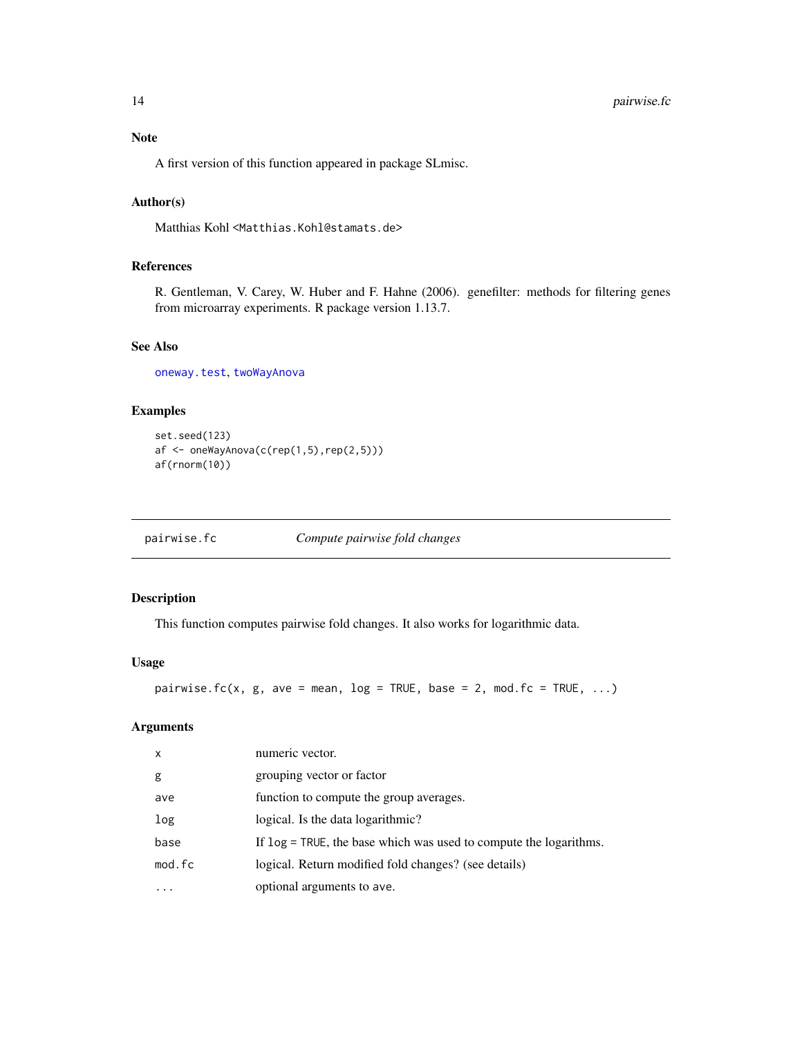### Note

A first version of this function appeared in package SLmisc.

### Author(s)

Matthias Kohl <Matthias.Kohl@stamats.de>

### References

R. Gentleman, V. Carey, W. Huber and F. Hahne (2006). genefilter: methods for filtering genes from microarray experiments. R package version 1.13.7.

### See Also

`oneway.test`, `twoWayAnova`

### Examples

```
set.seed(123)
af <- oneWayAnova(c(rep(1,5),rep(2,5)))
af(rnorm(10))
```

---

## pairwise.fc — *Compute pairwise fold changes*

### Description

This function computes pairwise fold changes. It also works for logarithmic data.

### Usage

```
pairwise.fc(x, g, ave = mean, log = TRUE, base = 2, mod.fc = TRUE, ...)
```

### Arguments

| | |
|---|---|
| `x` | numeric vector. |
| `g` | grouping vector or factor |
| `ave` | function to compute the group averages. |
| `log` | logical. Is the data logarithmic? |
| `base` | If `log = TRUE`, the base which was used to compute the logarithms. |
| `mod.fc` | logical. Return modified fold changes? (see details) |
| `...` | optional arguments to ave. |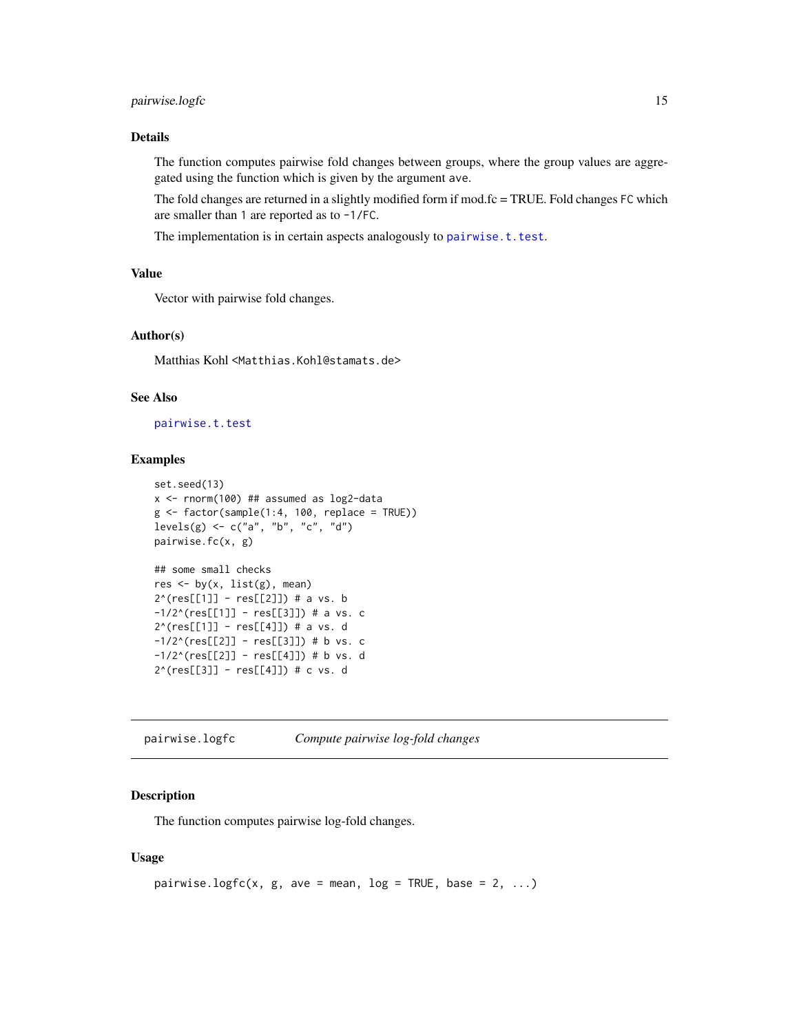### Details

The function computes pairwise fold changes between groups, where the group values are aggregated using the function which is given by the argument ave.

The fold changes are returned in a slightly modified form if mod.fc = TRUE. Fold changes `FC` which are smaller than `1` are reported as to `-1/FC`.

The implementation is in certain aspects analogously to `pairwise.t.test`.

### Value

Vector with pairwise fold changes.

### Author(s)

Matthias Kohl <Matthias.Kohl@stamats.de>

### See Also

`pairwise.t.test`

### Examples

```
set.seed(13)
x <- rnorm(100) ## assumed as log2-data
g <- factor(sample(1:4, 100, replace = TRUE))
levels(g) <- c("a", "b", "c", "d")
pairwise.fc(x, g)

## some small checks
res <- by(x, list(g), mean)
2^(res[[1]] - res[[2]]) # a vs. b
-1/2^(res[[1]] - res[[3]]) # a vs. c
2^(res[[1]] - res[[4]]) # a vs. d
-1/2^(res[[2]] - res[[3]]) # b vs. c
-1/2^(res[[2]] - res[[4]]) # b vs. d
2^(res[[3]] - res[[4]]) # c vs. d
```

---

## pairwise.logfc — *Compute pairwise log-fold changes*

### Description

The function computes pairwise log-fold changes.

### Usage

```
pairwise.logfc(x, g, ave = mean, log = TRUE, base = 2, ...)
```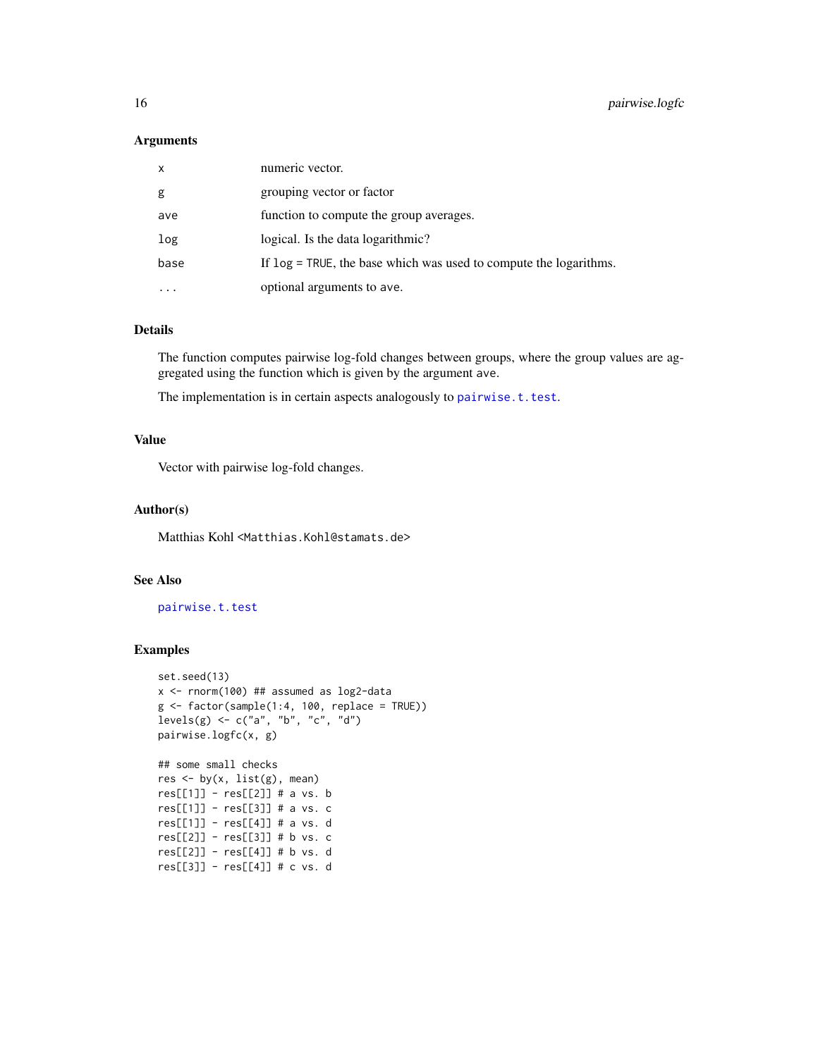### Arguments

| | |
|---|---|
| x | numeric vector. |
| g | grouping vector or factor |
| ave | function to compute the group averages. |
| log | logical. Is the data logarithmic? |
| base | If log = TRUE, the base which was used to compute the logarithms. |
| ... | optional arguments to ave. |

### Details

The function computes pairwise log-fold changes between groups, where the group values are aggregated using the function which is given by the argument ave.

The implementation is in certain aspects analogously to pairwise.t.test.

### Value

Vector with pairwise log-fold changes.

### Author(s)

Matthias Kohl <Matthias.Kohl@stamats.de>

### See Also

pairwise.t.test

### Examples

```
set.seed(13)
x <- rnorm(100) ## assumed as log2-data
g <- factor(sample(1:4, 100, replace = TRUE))
levels(g) <- c("a", "b", "c", "d")
pairwise.logfc(x, g)

## some small checks
res <- by(x, list(g), mean)
res[[1]] - res[[2]] # a vs. b
res[[1]] - res[[3]] # a vs. c
res[[1]] - res[[4]] # a vs. d
res[[2]] - res[[3]] # b vs. c
res[[2]] - res[[4]] # b vs. d
res[[3]] - res[[4]] # c vs. d
```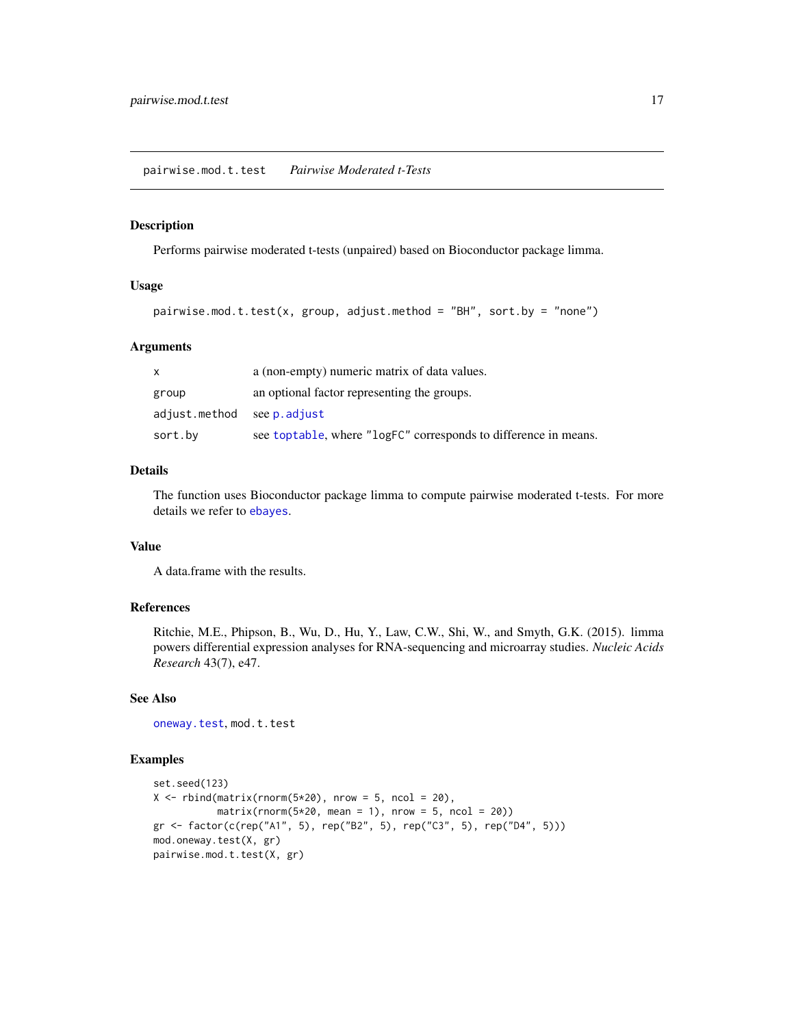## pairwise.mod.t.test *Pairwise Moderated t-Tests*

### Description

Performs pairwise moderated t-tests (unpaired) based on Bioconductor package limma.

### Usage

```
pairwise.mod.t.test(x, group, adjust.method = "BH", sort.by = "none")
```

### Arguments

| | |
|---|---|
| x | a (non-empty) numeric matrix of data values. |
| group | an optional factor representing the groups. |
| adjust.method | see p.adjust |
| sort.by | see toptable, where "logFC" corresponds to difference in means. |

### Details

The function uses Bioconductor package limma to compute pairwise moderated t-tests. For more details we refer to ebayes.

### Value

A data.frame with the results.

### References

Ritchie, M.E., Phipson, B., Wu, D., Hu, Y., Law, C.W., Shi, W., and Smyth, G.K. (2015). limma powers differential expression analyses for RNA-sequencing and microarray studies. *Nucleic Acids Research* 43(7), e47.

### See Also

oneway.test, mod.t.test

### Examples

```
set.seed(123)
X <- rbind(matrix(rnorm(5*20), nrow = 5, ncol = 20),
           matrix(rnorm(5*20, mean = 1), nrow = 5, ncol = 20))
gr <- factor(c(rep("A1", 5), rep("B2", 5), rep("C3", 5), rep("D4", 5)))
mod.oneway.test(X, gr)
pairwise.mod.t.test(X, gr)
```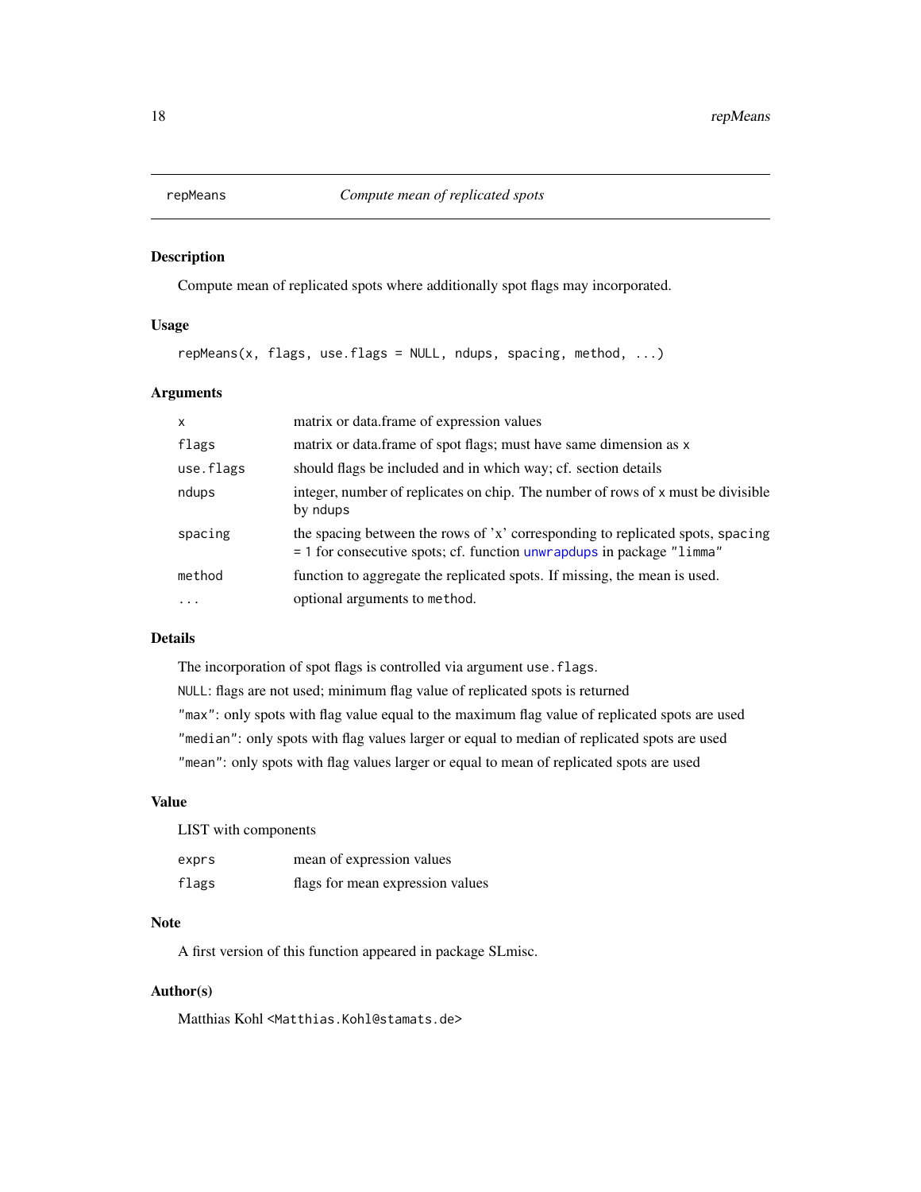## repMeans — *Compute mean of replicated spots*

### Description

Compute mean of replicated spots where additionally spot flags may incorporated.

### Usage

```
repMeans(x, flags, use.flags = NULL, ndups, spacing, method, ...)
```

### Arguments

| | |
|---|---|
| `x` | matrix or data.frame of expression values |
| `flags` | matrix or data.frame of spot flags; must have same dimension as `x` |
| `use.flags` | should flags be included and in which way; cf. section details |
| `ndups` | integer, number of replicates on chip. The number of rows of `x` must be divisible by `ndups` |
| `spacing` | the spacing between the rows of 'x' corresponding to replicated spots, `spacing = 1` for consecutive spots; cf. function `unwrapdups` in package `"limma"` |
| `method` | function to aggregate the replicated spots. If missing, the mean is used. |
| `...` | optional arguments to `method`. |

### Details

The incorporation of spot flags is controlled via argument `use.flags`.

`NULL`: flags are not used; minimum flag value of replicated spots is returned

`"max"`: only spots with flag value equal to the maximum flag value of replicated spots are used

`"median"`: only spots with flag values larger or equal to median of replicated spots are used

`"mean"`: only spots with flag values larger or equal to mean of replicated spots are used

### Value

LIST with components

| | |
|---|---|
| `exprs` | mean of expression values |
| `flags` | flags for mean expression values |

### Note

A first version of this function appeared in package SLmisc.

### Author(s)

Matthias Kohl <Matthias.Kohl@stamats.de>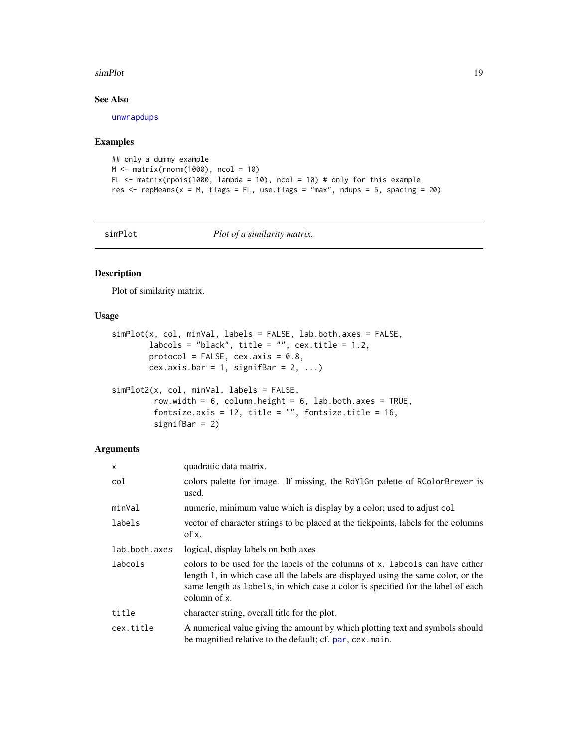## See Also

unwrapdups

## Examples

```
## only a dummy example
M <- matrix(rnorm(1000), ncol = 10)
FL <- matrix(rpois(1000, lambda = 10), ncol = 10) # only for this example
res <- repMeans(x = M, flags = FL, use.flags = "max", ndups = 5, spacing = 20)
```

---

# simPlot — *Plot of a similarity matrix.*

## Description

Plot of similarity matrix.

## Usage

```
simPlot(x, col, minVal, labels = FALSE, lab.both.axes = FALSE,
        labcols = "black", title = "", cex.title = 1.2,
        protocol = FALSE, cex.axis = 0.8,
        cex.axis.bar = 1, signifBar = 2, ...)

simPlot2(x, col, minVal, labels = FALSE,
         row.width = 6, column.height = 6, lab.both.axes = TRUE,
         fontsize.axis = 12, title = "", fontsize.title = 16,
         signifBar = 2)
```

## Arguments

| | |
|---|---|
| `x` | quadratic data matrix. |
| `col` | colors palette for image. If missing, the `RdYlGn` palette of `RColorBrewer` is used. |
| `minVal` | numeric, minimum value which is display by a color; used to adjust `col` |
| `labels` | vector of character strings to be placed at the tickpoints, labels for the columns of `x`. |
| `lab.both.axes` | logical, display labels on both axes |
| `labcols` | colors to be used for the labels of the columns of `x`. `labcols` can have either length 1, in which case all the labels are displayed using the same color, or the same length as `labels`, in which case a color is specified for the label of each column of `x`. |
| `title` | character string, overall title for the plot. |
| `cex.title` | A numerical value giving the amount by which plotting text and symbols should be magnified relative to the default; cf. `par`, `cex.main`. |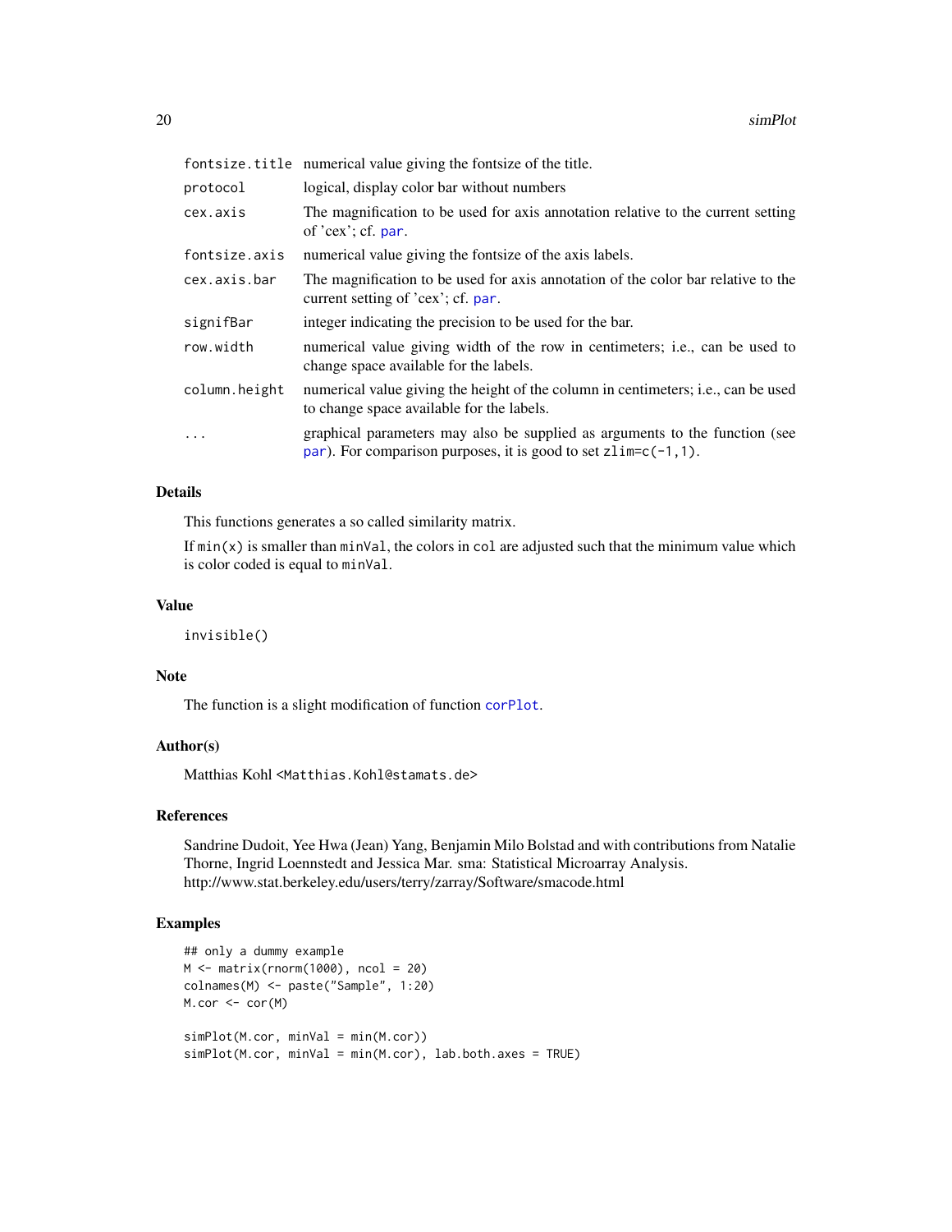| | |
|---|---|
| `fontsize.title` | numerical value giving the fontsize of the title. |
| `protocol` | logical, display color bar without numbers |
| `cex.axis` | The magnification to be used for axis annotation relative to the current setting of 'cex'; cf. `par`. |
| `fontsize.axis` | numerical value giving the fontsize of the axis labels. |
| `cex.axis.bar` | The magnification to be used for axis annotation of the color bar relative to the current setting of 'cex'; cf. `par`. |
| `signifBar` | integer indicating the precision to be used for the bar. |
| `row.width` | numerical value giving width of the row in centimeters; i.e., can be used to change space available for the labels. |
| `column.height` | numerical value giving the height of the column in centimeters; i.e., can be used to change space available for the labels. |
| `...` | graphical parameters may also be supplied as arguments to the function (see `par`). For comparison purposes, it is good to set `zlim=c(-1,1)`. |

### Details

This functions generates a so called similarity matrix.

If `min(x)` is smaller than `minVal`, the colors in `col` are adjusted such that the minimum value which is color coded is equal to `minVal`.

### Value

`invisible()`

### Note

The function is a slight modification of function `corPlot`.

### Author(s)

Matthias Kohl <Matthias.Kohl@stamats.de>

### References

Sandrine Dudoit, Yee Hwa (Jean) Yang, Benjamin Milo Bolstad and with contributions from Natalie Thorne, Ingrid Loennstedt and Jessica Mar. sma: Statistical Microarray Analysis. http://www.stat.berkeley.edu/users/terry/zarray/Software/smacode.html

### Examples

```
## only a dummy example
M <- matrix(rnorm(1000), ncol = 20)
colnames(M) <- paste("Sample", 1:20)
M.cor <- cor(M)

simPlot(M.cor, minVal = min(M.cor))
simPlot(M.cor, minVal = min(M.cor), lab.both.axes = TRUE)
```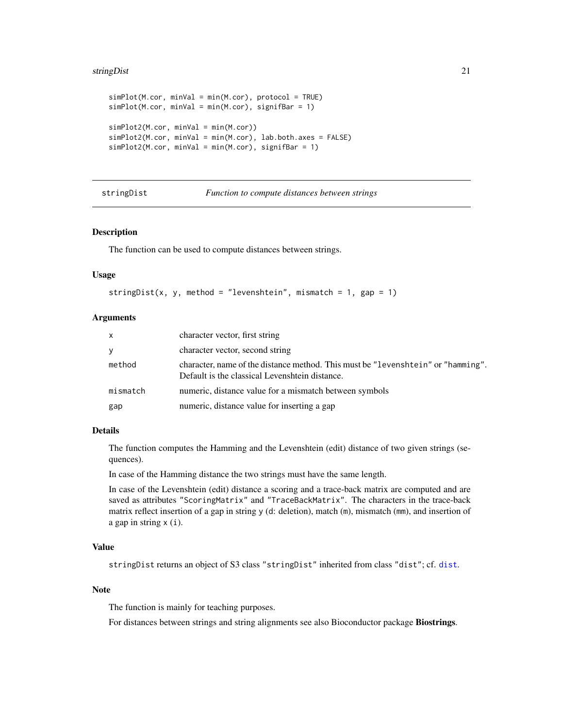```
simPlot(M.cor, minVal = min(M.cor), protocol = TRUE)
simPlot(M.cor, minVal = min(M.cor), signifBar = 1)

simPlot2(M.cor, minVal = min(M.cor))
simPlot2(M.cor, minVal = min(M.cor), lab.both.axes = FALSE)
simPlot2(M.cor, minVal = min(M.cor), signifBar = 1)
```

---

## stringDist *Function to compute distances between strings*

---

### Description

The function can be used to compute distances between strings.

### Usage

```
stringDist(x, y, method = "levenshtein", mismatch = 1, gap = 1)
```

### Arguments

| | |
|---|---|
| x | character vector, first string |
| y | character vector, second string |
| method | character, name of the distance method. This must be "levenshtein" or "hamming". Default is the classical Levenshtein distance. |
| mismatch | numeric, distance value for a mismatch between symbols |
| gap | numeric, distance value for inserting a gap |

### Details

The function computes the Hamming and the Levenshtein (edit) distance of two given strings (sequences).

In case of the Hamming distance the two strings must have the same length.

In case of the Levenshtein (edit) distance a scoring and a trace-back matrix are computed and are saved as attributes "ScoringMatrix" and "TraceBackMatrix". The characters in the trace-back matrix reflect insertion of a gap in string y (d: deletion), match (m), mismatch (mm), and insertion of a gap in string x (i).

### Value

stringDist returns an object of S3 class "stringDist" inherited from class "dist"; cf. dist.

### Note

The function is mainly for teaching purposes.

For distances between strings and string alignments see also Bioconductor package **Biostrings**.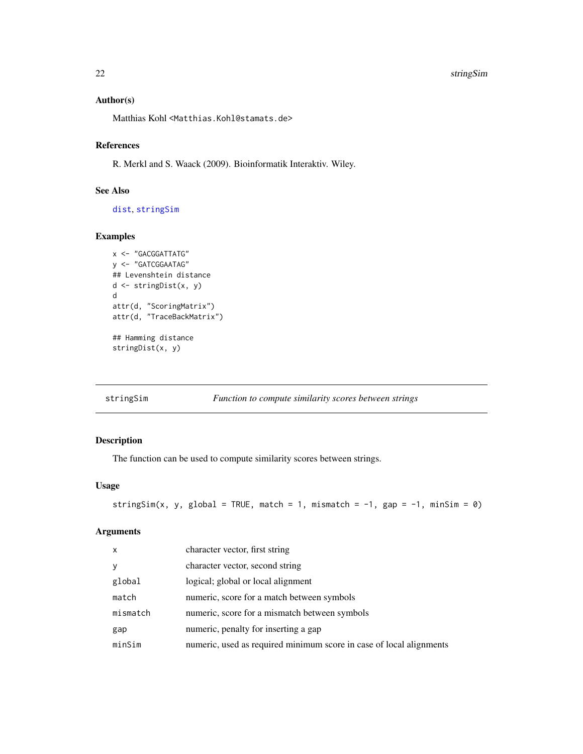### Author(s)

Matthias Kohl <Matthias.Kohl@stamats.de>

### References

R. Merkl and S. Waack (2009). Bioinformatik Interaktiv. Wiley.

### See Also

dist, stringSim

### Examples

```
x <- "GACGGATTATG"
y <- "GATCGGAATAG"
## Levenshtein distance
d <- stringDist(x, y)
d
attr(d, "ScoringMatrix")
attr(d, "TraceBackMatrix")

## Hamming distance
stringDist(x, y)
```

---

## stringSim — *Function to compute similarity scores between strings*

### Description

The function can be used to compute similarity scores between strings.

### Usage

```
stringSim(x, y, global = TRUE, match = 1, mismatch = -1, gap = -1, minSim = 0)
```

### Arguments

| | |
|---|---|
| x | character vector, first string |
| y | character vector, second string |
| global | logical; global or local alignment |
| match | numeric, score for a match between symbols |
| mismatch | numeric, score for a mismatch between symbols |
| gap | numeric, penalty for inserting a gap |
| minSim | numeric, used as required minimum score in case of local alignments |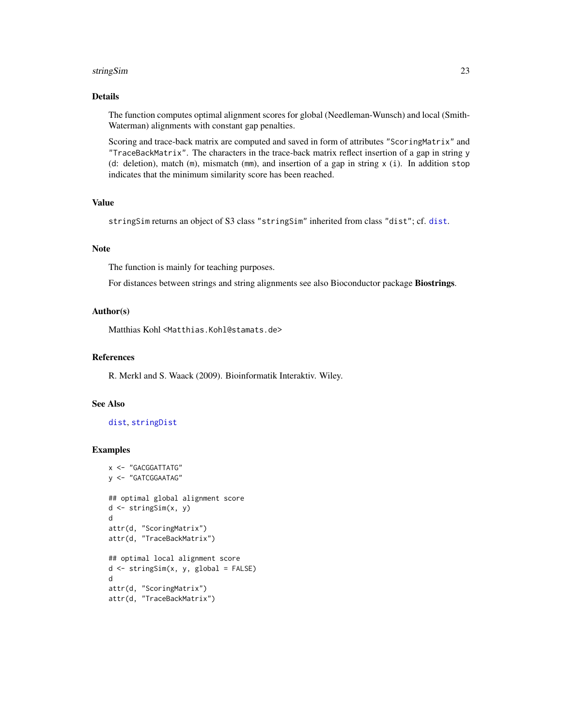## Details

The function computes optimal alignment scores for global (Needleman-Wunsch) and local (Smith-Waterman) alignments with constant gap penalties.

Scoring and trace-back matrix are computed and saved in form of attributes `"ScoringMatrix"` and `"TraceBackMatrix"`. The characters in the trace-back matrix reflect insertion of a gap in string `y` (`d`: deletion), match (`m`), mismatch (`mm`), and insertion of a gap in string `x` (`i`). In addition `stop` indicates that the minimum similarity score has been reached.

## Value

`stringSim` returns an object of S3 class `"stringSim"` inherited from class `"dist"`; cf. `dist`.

## Note

The function is mainly for teaching purposes.

For distances between strings and string alignments see also Bioconductor package **Biostrings**.

## Author(s)

Matthias Kohl <`Matthias.Kohl@stamats.de`>

## References

R. Merkl and S. Waack (2009). Bioinformatik Interaktiv. Wiley.

## See Also

`dist`, `stringDist`

## Examples

```
x <- "GACGGATTATG"
y <- "GATCGGAATAG"

## optimal global alignment score
d <- stringSim(x, y)
d
attr(d, "ScoringMatrix")
attr(d, "TraceBackMatrix")

## optimal local alignment score
d <- stringSim(x, y, global = FALSE)
d
attr(d, "ScoringMatrix")
attr(d, "TraceBackMatrix")
```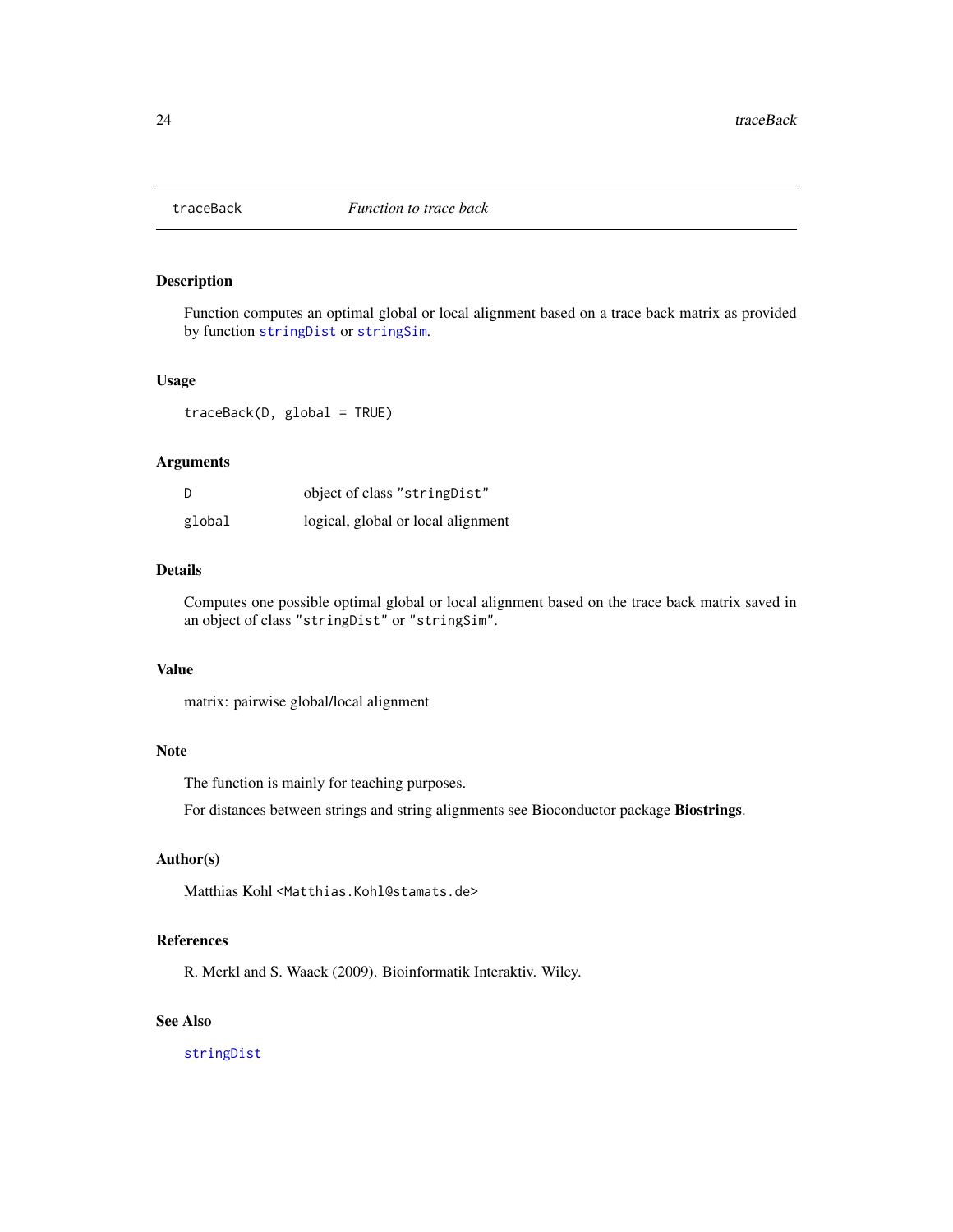## traceBack — *Function to trace back*

### Description

Function computes an optimal global or local alignment based on a trace back matrix as provided by function `stringDist` or `stringSim`.

### Usage

```
traceBack(D, global = TRUE)
```

### Arguments

| | |
|---|---|
| `D` | object of class `"stringDist"` |
| `global` | logical, global or local alignment |

### Details

Computes one possible optimal global or local alignment based on the trace back matrix saved in an object of class `"stringDist"` or `"stringSim"`.

### Value

matrix: pairwise global/local alignment

### Note

The function is mainly for teaching purposes.

For distances between strings and string alignments see Bioconductor package **Biostrings**.

### Author(s)

Matthias Kohl <`Matthias.Kohl@stamats.de`>

### References

R. Merkl and S. Waack (2009). Bioinformatik Interaktiv. Wiley.

### See Also

`stringDist`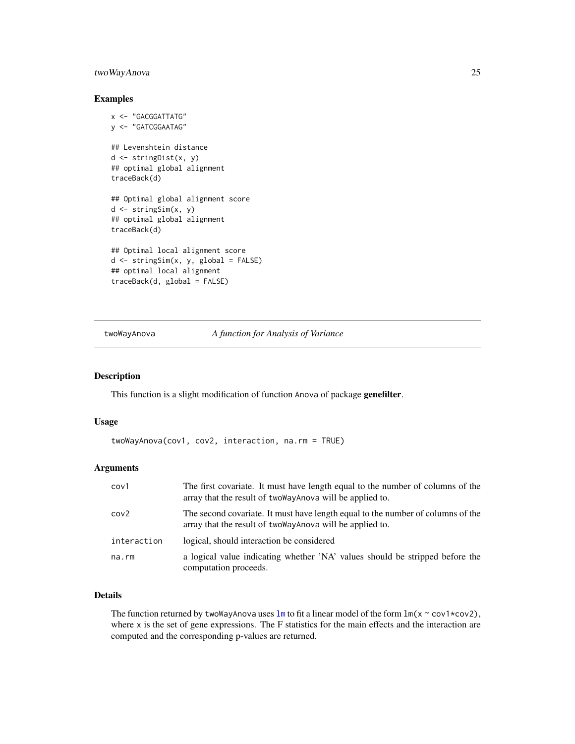## Examples

```
x <- "GACGGATTATG"
y <- "GATCGGAATAG"

## Levenshtein distance
d <- stringDist(x, y)
## optimal global alignment
traceBack(d)

## Optimal global alignment score
d <- stringSim(x, y)
## optimal global alignment
traceBack(d)

## Optimal local alignment score
d <- stringSim(x, y, global = FALSE)
## optimal local alignment
traceBack(d, global = FALSE)
```

---

# twoWayAnova — *A function for Analysis of Variance*

---

## Description

This function is a slight modification of function `Anova` of package **genefilter**.

## Usage

```
twoWayAnova(cov1, cov2, interaction, na.rm = TRUE)
```

## Arguments

| | |
|---|---|
| `cov1` | The first covariate. It must have length equal to the number of columns of the array that the result of `twoWayAnova` will be applied to. |
| `cov2` | The second covariate. It must have length equal to the number of columns of the array that the result of `twoWayAnova` will be applied to. |
| `interaction` | logical, should interaction be considered |
| `na.rm` | a logical value indicating whether 'NA' values should be stripped before the computation proceeds. |

## Details

The function returned by `twoWayAnova` uses `lm` to fit a linear model of the form `lm(x ~ cov1*cov2)`, where `x` is the set of gene expressions. The F statistics for the main effects and the interaction are computed and the corresponding p-values are returned.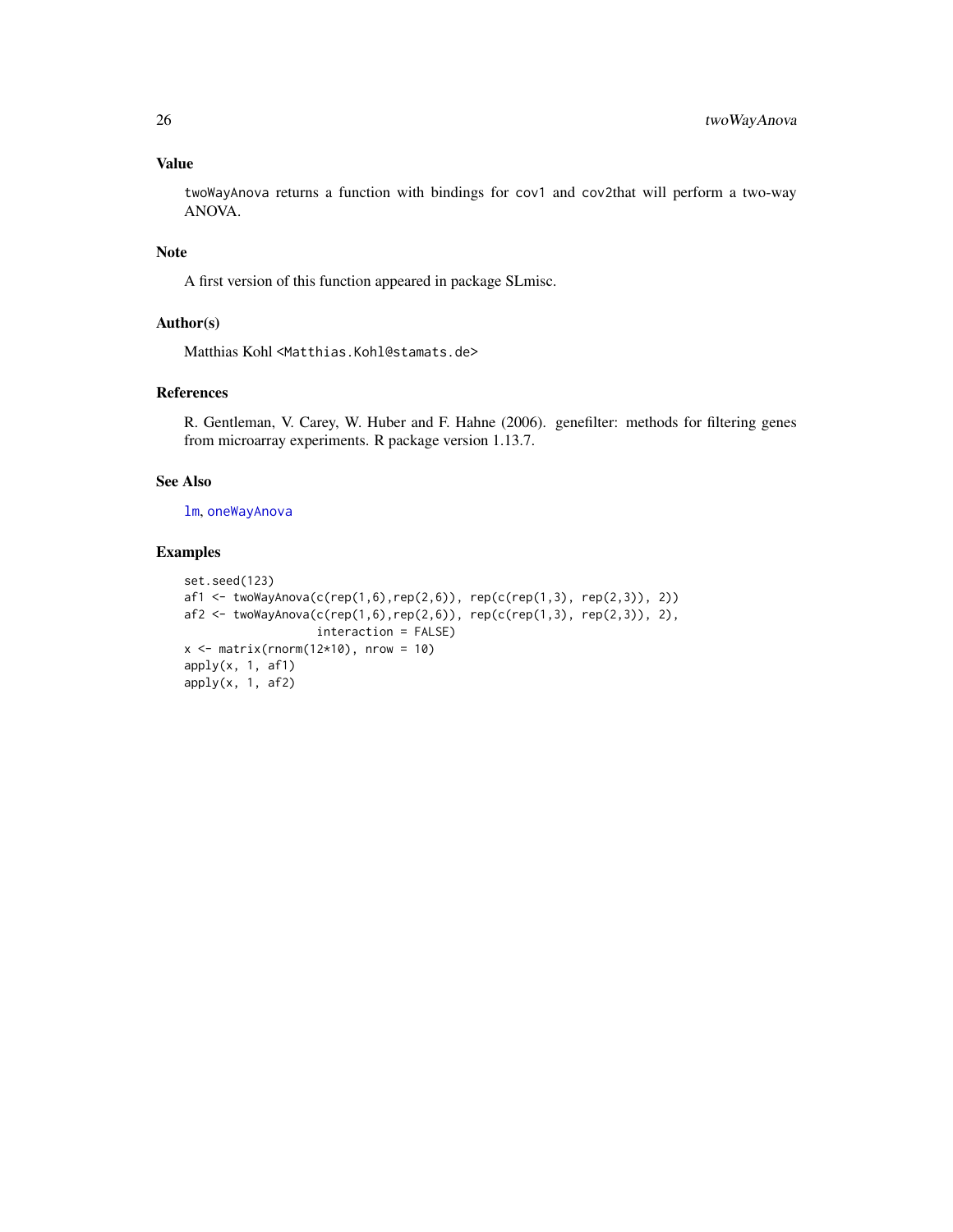## Value

`twoWayAnova` returns a function with bindings for `cov1` and `cov2`that will perform a two-way ANOVA.

## Note

A first version of this function appeared in package SLmisc.

## Author(s)

Matthias Kohl <Matthias.Kohl@stamats.de>

## References

R. Gentleman, V. Carey, W. Huber and F. Hahne (2006). genefilter: methods for filtering genes from microarray experiments. R package version 1.13.7.

## See Also

`lm`, `oneWayAnova`

## Examples

```
set.seed(123)
af1 <- twoWayAnova(c(rep(1,6),rep(2,6)), rep(c(rep(1,3), rep(2,3)), 2))
af2 <- twoWayAnova(c(rep(1,6),rep(2,6)), rep(c(rep(1,3), rep(2,3)), 2),
                   interaction = FALSE)
x <- matrix(rnorm(12*10), nrow = 10)
apply(x, 1, af1)
apply(x, 1, af2)
```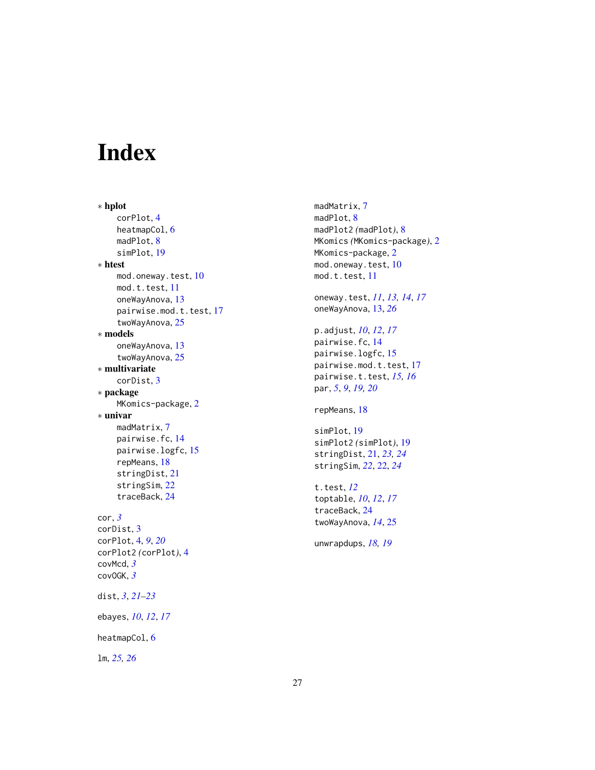# Index

* **hplot**
  - corPlot, 4
  - heatmapCol, 6
  - madPlot, 8
  - simPlot, 19
* **htest**
  - mod.oneway.test, 10
  - mod.t.test, 11
  - oneWayAnova, 13
  - pairwise.mod.t.test, 17
  - twoWayAnova, 25
* **models**
  - oneWayAnova, 13
  - twoWayAnova, 25
* **multivariate**
  - corDist, 3
* **package**
  - MKomics-package, 2
* **univar**
  - madMatrix, 7
  - pairwise.fc, 14
  - pairwise.logfc, 15
  - repMeans, 18
  - stringDist, 21
  - stringSim, 22
  - traceBack, 24

cor, *3*
corDist, 3
corPlot, 4, *9*, *20*
corPlot2 *(*corPlot*)*, 4
covMcd, *3*
covOGK, *3*

dist, *3*, *21–23*

ebayes, *10*, *12*, *17*

heatmapCol, 6

lm, *25, 26*

madMatrix, 7
madPlot, 8
madPlot2 *(*madPlot*)*, 8
MKomics *(*MKomics-package*)*, 2
MKomics-package, 2
mod.oneway.test, 10
mod.t.test, 11

oneway.test, *11*, *13, 14*, *17*
oneWayAnova, 13, *26*

p.adjust, *10*, *12*, *17*
pairwise.fc, 14
pairwise.logfc, 15
pairwise.mod.t.test, 17
pairwise.t.test, *15, 16*
par, *5*, *9*, *19, 20*

repMeans, 18

simPlot, 19
simPlot2 *(*simPlot*)*, 19
stringDist, 21, *23, 24*
stringSim, *22*, 22, *24*

t.test, *12*
toptable, *10*, *12*, *17*
traceBack, 24
twoWayAnova, *14*, 25

unwrapdups, *18, 19*